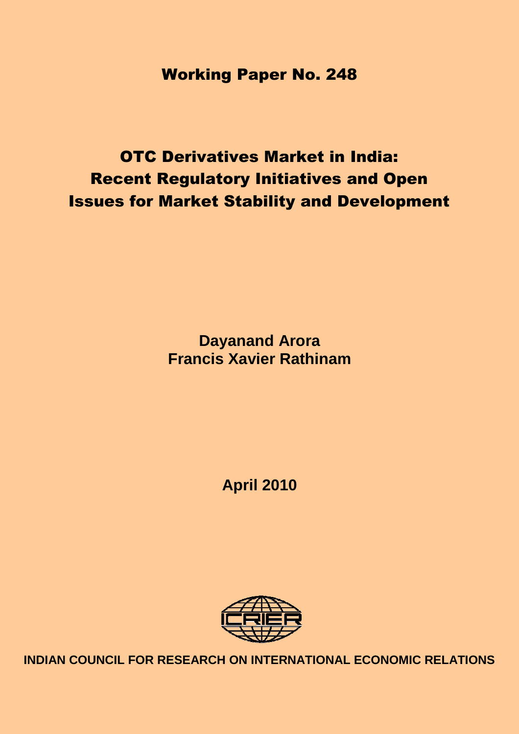## Working Paper No. 248

# OTC Derivatives Market in India: Recent Regulatory Initiatives and Open Issues for Market Stability and Development

**Dayanand Arora**
**Francis Xavier Rathinam**

**April 2010**

**INDIAN COUNCIL FOR RESEARCH ON INTERNATIONAL ECONOMIC RELATIONS**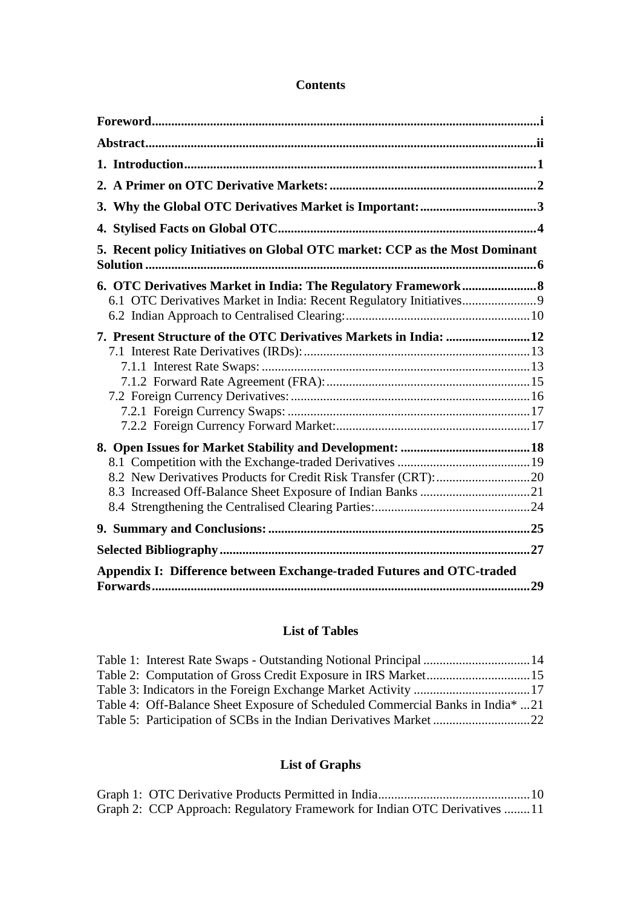## Contents

**Foreword** ..... i

**Abstract** ..... ii

**1. Introduction** ..... 1

**2. A Primer on OTC Derivative Markets:** ..... 2

**3. Why the Global OTC Derivatives Market is Important:** ..... 3

**4. Stylised Facts on Global OTC** ..... 4

**5. Recent policy Initiatives on Global OTC market: CCP as the Most Dominant Solution** ..... 6

**6. OTC Derivatives Market in India: The Regulatory Framework** ..... 8
- 6.1 OTC Derivatives Market in India: Recent Regulatory Initiatives ..... 9
- 6.2 Indian Approach to Centralised Clearing: ..... 10

**7. Present Structure of the OTC Derivatives Markets in India:** ..... 12
- 7.1 Interest Rate Derivatives (IRDs): ..... 13
  - 7.1.1 Interest Rate Swaps: ..... 13
  - 7.1.2 Forward Rate Agreement (FRA): ..... 15
- 7.2 Foreign Currency Derivatives: ..... 16
  - 7.2.1 Foreign Currency Swaps: ..... 17
  - 7.2.2 Foreign Currency Forward Market: ..... 17

**8. Open Issues for Market Stability and Development:** ..... 18
- 8.1 Competition with the Exchange-traded Derivatives ..... 19
- 8.2 New Derivatives Products for Credit Risk Transfer (CRT): ..... 20
- 8.3 Increased Off-Balance Sheet Exposure of Indian Banks ..... 21
- 8.4 Strengthening the Centralised Clearing Parties: ..... 24

**9. Summary and Conclusions:** ..... 25

**Selected Bibliography** ..... 27

**Appendix I: Difference between Exchange-traded Futures and OTC-traded Forwards** ..... 29

## List of Tables

Table 1: Interest Rate Swaps - Outstanding Notional Principal ..... 14
Table 2: Computation of Gross Credit Exposure in IRS Market ..... 15
Table 3: Indicators in the Foreign Exchange Market Activity ..... 17
Table 4: Off-Balance Sheet Exposure of Scheduled Commercial Banks in India* ..... 21
Table 5: Participation of SCBs in the Indian Derivatives Market ..... 22

## List of Graphs

Graph 1: OTC Derivative Products Permitted in India ..... 10
Graph 2: CCP Approach: Regulatory Framework for Indian OTC Derivatives ..... 11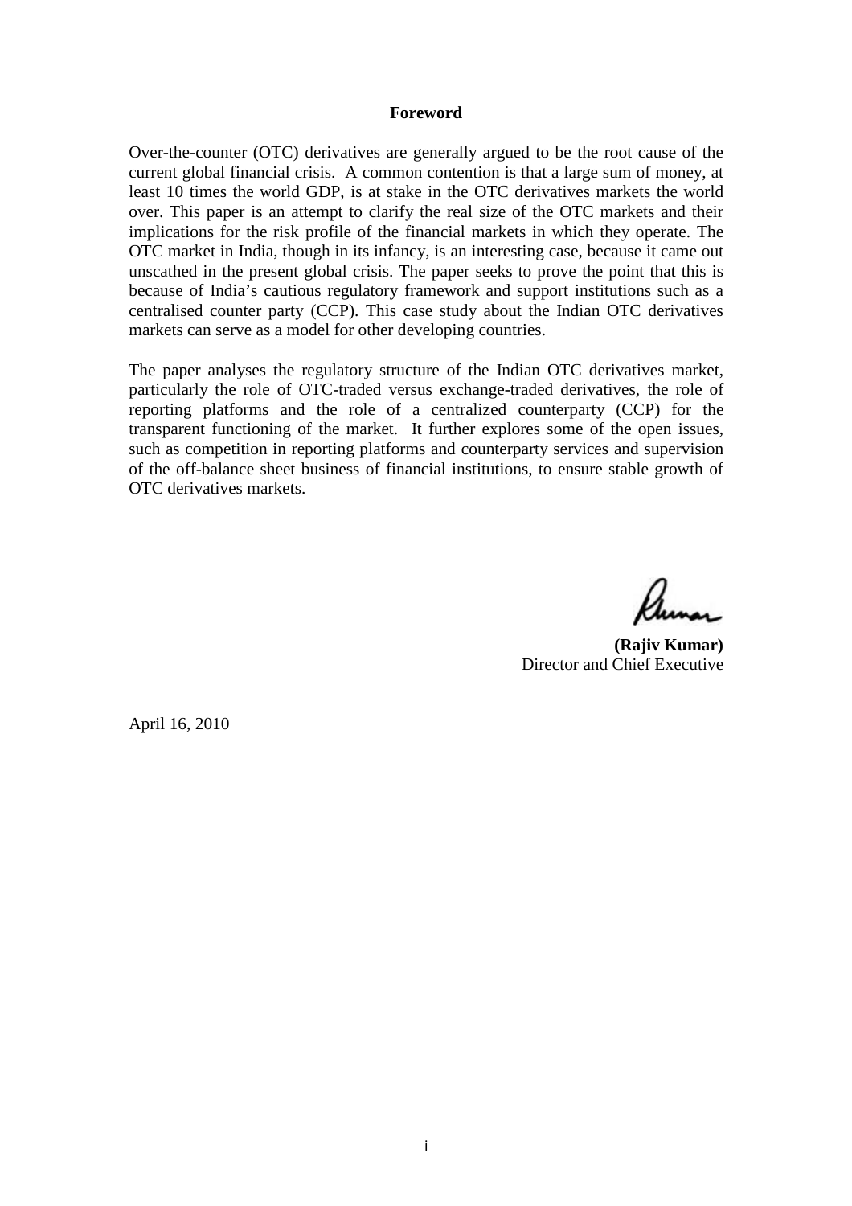## Foreword

Over-the-counter (OTC) derivatives are generally argued to be the root cause of the current global financial crisis. A common contention is that a large sum of money, at least 10 times the world GDP, is at stake in the OTC derivatives markets the world over. This paper is an attempt to clarify the real size of the OTC markets and their implications for the risk profile of the financial markets in which they operate. The OTC market in India, though in its infancy, is an interesting case, because it came out unscathed in the present global crisis. The paper seeks to prove the point that this is because of India's cautious regulatory framework and support institutions such as a centralised counter party (CCP). This case study about the Indian OTC derivatives markets can serve as a model for other developing countries.

The paper analyses the regulatory structure of the Indian OTC derivatives market, particularly the role of OTC-traded versus exchange-traded derivatives, the role of reporting platforms and the role of a centralized counterparty (CCP) for the transparent functioning of the market. It further explores some of the open issues, such as competition in reporting platforms and counterparty services and supervision of the off-balance sheet business of financial institutions, to ensure stable growth of OTC derivatives markets.

**(Rajiv Kumar)**
Director and Chief Executive

April 16, 2010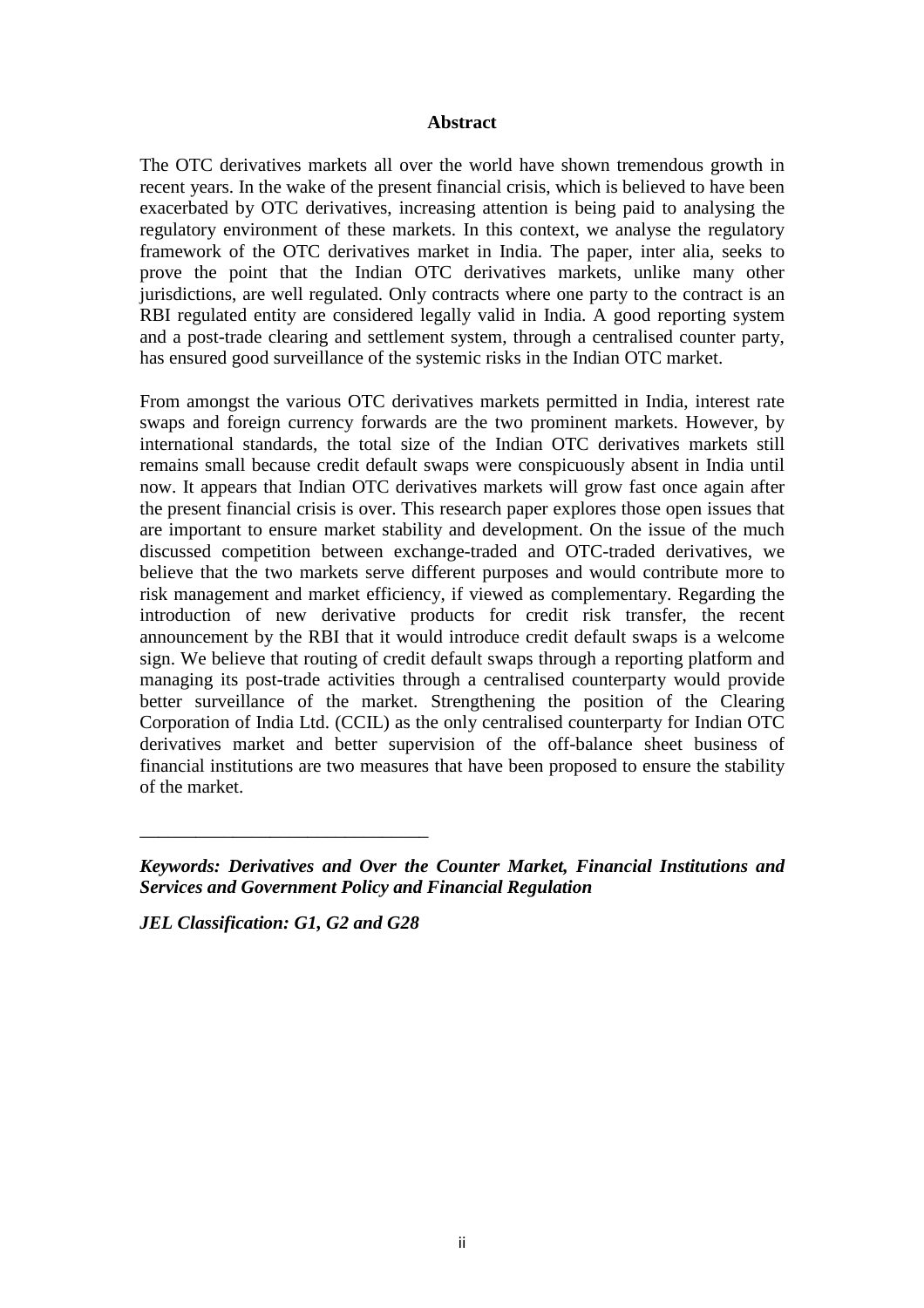## Abstract

The OTC derivatives markets all over the world have shown tremendous growth in recent years. In the wake of the present financial crisis, which is believed to have been exacerbated by OTC derivatives, increasing attention is being paid to analysing the regulatory environment of these markets. In this context, we analyse the regulatory framework of the OTC derivatives market in India. The paper, inter alia, seeks to prove the point that the Indian OTC derivatives markets, unlike many other jurisdictions, are well regulated. Only contracts where one party to the contract is an RBI regulated entity are considered legally valid in India. A good reporting system and a post-trade clearing and settlement system, through a centralised counter party, has ensured good surveillance of the systemic risks in the Indian OTC market.

From amongst the various OTC derivatives markets permitted in India, interest rate swaps and foreign currency forwards are the two prominent markets. However, by international standards, the total size of the Indian OTC derivatives markets still remains small because credit default swaps were conspicuously absent in India until now. It appears that Indian OTC derivatives markets will grow fast once again after the present financial crisis is over. This research paper explores those open issues that are important to ensure market stability and development. On the issue of the much discussed competition between exchange-traded and OTC-traded derivatives, we believe that the two markets serve different purposes and would contribute more to risk management and market efficiency, if viewed as complementary. Regarding the introduction of new derivative products for credit risk transfer, the recent announcement by the RBI that it would introduce credit default swaps is a welcome sign. We believe that routing of credit default swaps through a reporting platform and managing its post-trade activities through a centralised counterparty would provide better surveillance of the market. Strengthening the position of the Clearing Corporation of India Ltd. (CCIL) as the only centralised counterparty for Indian OTC derivatives market and better supervision of the off-balance sheet business of financial institutions are two measures that have been proposed to ensure the stability of the market.

---

***Keywords: Derivatives and Over the Counter Market, Financial Institutions and Services and Government Policy and Financial Regulation***

***JEL Classification: G1, G2 and G28***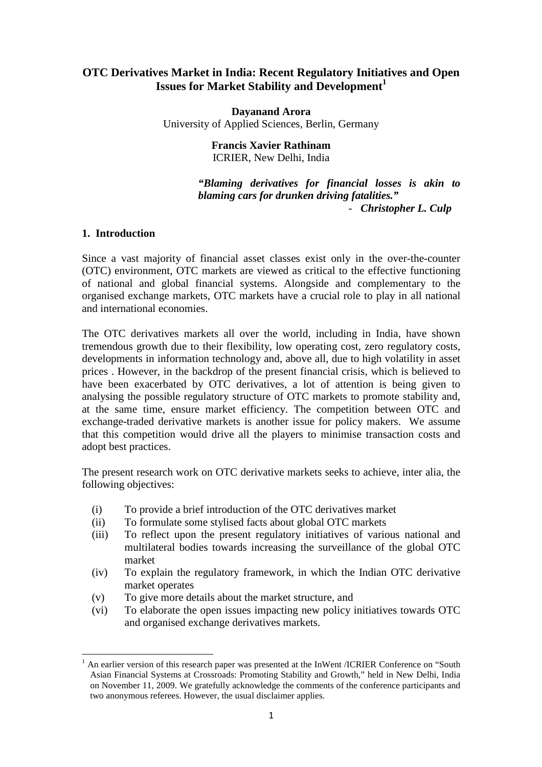# OTC Derivatives Market in India: Recent Regulatory Initiatives and Open Issues for Market Stability and Development[1]

**Dayanand Arora**
University of Applied Sciences, Berlin, Germany

**Francis Xavier Rathinam**
ICRIER, New Delhi, India

> ***"Blaming derivatives for financial losses is akin to blaming cars for drunken driving fatalities."***
> \- ***Christopher L. Culp***

## 1. Introduction

Since a vast majority of financial asset classes exist only in the over-the-counter (OTC) environment, OTC markets are viewed as critical to the effective functioning of national and global financial systems. Alongside and complementary to the organised exchange markets, OTC markets have a crucial role to play in all national and international economies.

The OTC derivatives markets all over the world, including in India, have shown tremendous growth due to their flexibility, low operating cost, zero regulatory costs, developments in information technology and, above all, due to high volatility in asset prices . However, in the backdrop of the present financial crisis, which is believed to have been exacerbated by OTC derivatives, a lot of attention is being given to analysing the possible regulatory structure of OTC markets to promote stability and, at the same time, ensure market efficiency. The competition between OTC and exchange-traded derivative markets is another issue for policy makers. We assume that this competition would drive all the players to minimise transaction costs and adopt best practices.

The present research work on OTC derivative markets seeks to achieve, inter alia, the following objectives:

- (i) To provide a brief introduction of the OTC derivatives market
- (ii) To formulate some stylised facts about global OTC markets
- (iii) To reflect upon the present regulatory initiatives of various national and multilateral bodies towards increasing the surveillance of the global OTC market
- (iv) To explain the regulatory framework, in which the Indian OTC derivative market operates
- (v) To give more details about the market structure, and
- (vi) To elaborate the open issues impacting new policy initiatives towards OTC and organised exchange derivatives markets.

---

[1] An earlier version of this research paper was presented at the InWent /ICRIER Conference on "South Asian Financial Systems at Crossroads: Promoting Stability and Growth," held in New Delhi, India on November 11, 2009. We gratefully acknowledge the comments of the conference participants and two anonymous referees. However, the usual disclaimer applies.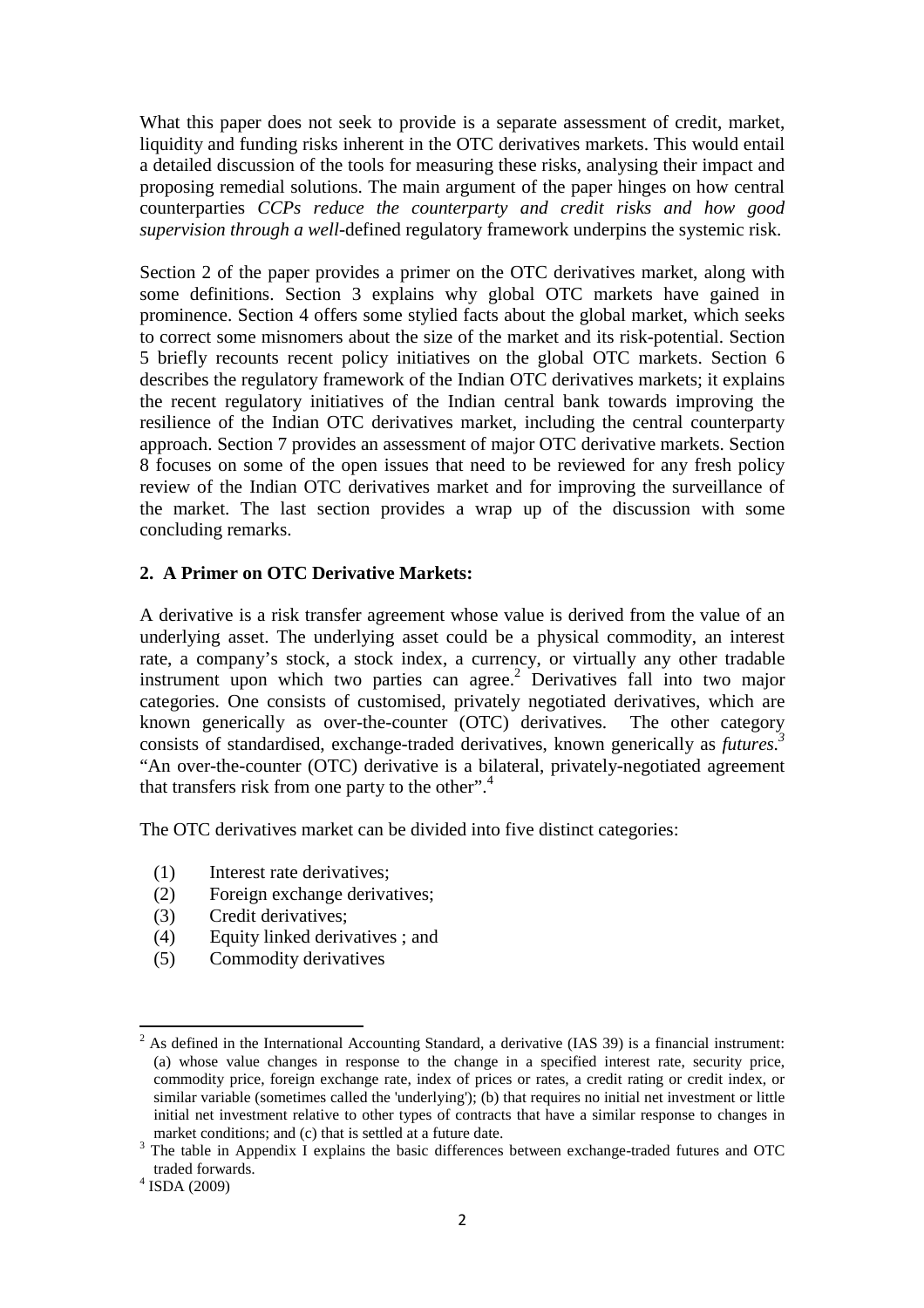What this paper does not seek to provide is a separate assessment of credit, market, liquidity and funding risks inherent in the OTC derivatives markets. This would entail a detailed discussion of the tools for measuring these risks, analysing their impact and proposing remedial solutions. The main argument of the paper hinges on how central counterparties *CCPs reduce the counterparty and credit risks and how good supervision through a well*-defined regulatory framework underpins the systemic risk.

Section 2 of the paper provides a primer on the OTC derivatives market, along with some definitions. Section 3 explains why global OTC markets have gained in prominence. Section 4 offers some stylied facts about the global market, which seeks to correct some misnomers about the size of the market and its risk-potential. Section 5 briefly recounts recent policy initiatives on the global OTC markets. Section 6 describes the regulatory framework of the Indian OTC derivatives markets; it explains the recent regulatory initiatives of the Indian central bank towards improving the resilience of the Indian OTC derivatives market, including the central counterparty approach. Section 7 provides an assessment of major OTC derivative markets. Section 8 focuses on some of the open issues that need to be reviewed for any fresh policy review of the Indian OTC derivatives market and for improving the surveillance of the market. The last section provides a wrap up of the discussion with some concluding remarks.

## 2. A Primer on OTC Derivative Markets:

A derivative is a risk transfer agreement whose value is derived from the value of an underlying asset. The underlying asset could be a physical commodity, an interest rate, a company's stock, a stock index, a currency, or virtually any other tradable instrument upon which two parties can agree.[2] Derivatives fall into two major categories. One consists of customised, privately negotiated derivatives, which are known generically as over-the-counter (OTC) derivatives. The other category consists of standardised, exchange-traded derivatives, known generically as *futures*.[3] "An over-the-counter (OTC) derivative is a bilateral, privately-negotiated agreement that transfers risk from one party to the other".[4]

The OTC derivatives market can be divided into five distinct categories:

(1) Interest rate derivatives;
(2) Foreign exchange derivatives;
(3) Credit derivatives;
(4) Equity linked derivatives ; and
(5) Commodity derivatives

---

[2] As defined in the International Accounting Standard, a derivative (IAS 39) is a financial instrument: (a) whose value changes in response to the change in a specified interest rate, security price, commodity price, foreign exchange rate, index of prices or rates, a credit rating or credit index, or similar variable (sometimes called the 'underlying'); (b) that requires no initial net investment or little initial net investment relative to other types of contracts that have a similar response to changes in market conditions; and (c) that is settled at a future date.

[3] The table in Appendix I explains the basic differences between exchange-traded futures and OTC traded forwards.

[4] ISDA (2009)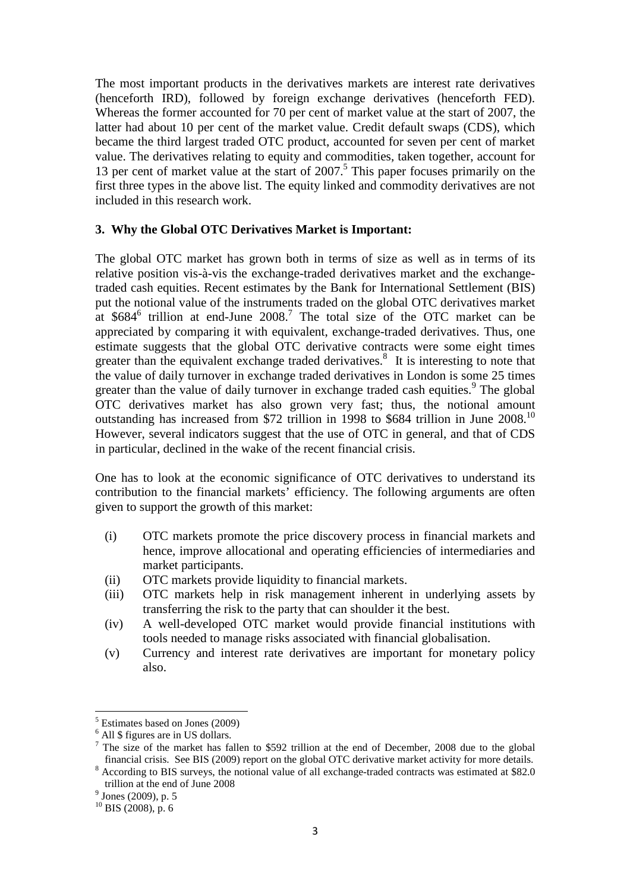The most important products in the derivatives markets are interest rate derivatives (henceforth IRD), followed by foreign exchange derivatives (henceforth FED). Whereas the former accounted for 70 per cent of market value at the start of 2007, the latter had about 10 per cent of the market value. Credit default swaps (CDS), which became the third largest traded OTC product, accounted for seven per cent of market value. The derivatives relating to equity and commodities, taken together, account for 13 per cent of market value at the start of 2007.[5] This paper focuses primarily on the first three types in the above list. The equity linked and commodity derivatives are not included in this research work.

## 3. Why the Global OTC Derivatives Market is Important:

The global OTC market has grown both in terms of size as well as in terms of its relative position vis-à-vis the exchange-traded derivatives market and the exchange-traded cash equities. Recent estimates by the Bank for International Settlement (BIS) put the notional value of the instruments traded on the global OTC derivatives market at $684[6] trillion at end-June 2008.[7] The total size of the OTC market can be appreciated by comparing it with equivalent, exchange-traded derivatives. Thus, one estimate suggests that the global OTC derivative contracts were some eight times greater than the equivalent exchange traded derivatives.[8] It is interesting to note that the value of daily turnover in exchange traded derivatives in London is some 25 times greater than the value of daily turnover in exchange traded cash equities.[9] The global OTC derivatives market has also grown very fast; thus, the notional amount outstanding has increased from $72 trillion in 1998 to $684 trillion in June 2008.[10] However, several indicators suggest that the use of OTC in general, and that of CDS in particular, declined in the wake of the recent financial crisis.

One has to look at the economic significance of OTC derivatives to understand its contribution to the financial markets' efficiency. The following arguments are often given to support the growth of this market:

(i) OTC markets promote the price discovery process in financial markets and hence, improve allocational and operating efficiencies of intermediaries and market participants.
(ii) OTC markets provide liquidity to financial markets.
(iii) OTC markets help in risk management inherent in underlying assets by transferring the risk to the party that can shoulder it the best.
(iv) A well-developed OTC market would provide financial institutions with tools needed to manage risks associated with financial globalisation.
(v) Currency and interest rate derivatives are important for monetary policy also.

---

[5] Estimates based on Jones (2009)

[6] All $ figures are in US dollars.

[7] The size of the market has fallen to $592 trillion at the end of December, 2008 due to the global financial crisis. See BIS (2009) report on the global OTC derivative market activity for more details.

[8] According to BIS surveys, the notional value of all exchange-traded contracts was estimated at $82.0 trillion at the end of June 2008

[9] Jones (2009), p. 5

[10] BIS (2008), p. 6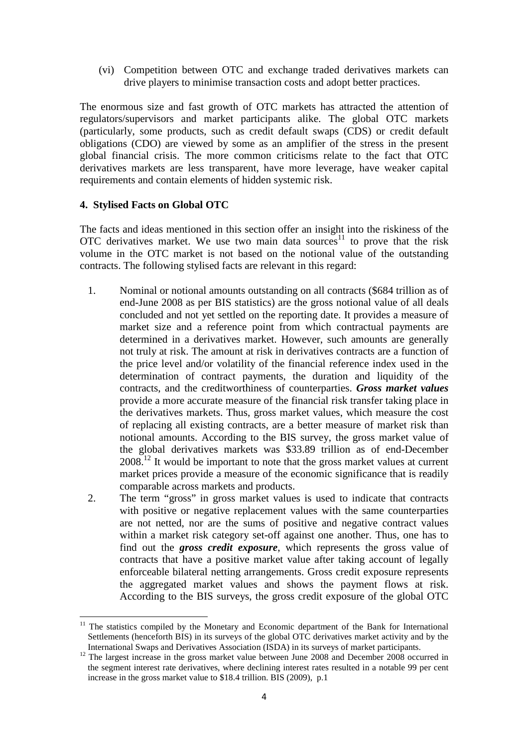(vi) Competition between OTC and exchange traded derivatives markets can drive players to minimise transaction costs and adopt better practices.

The enormous size and fast growth of OTC markets has attracted the attention of regulators/supervisors and market participants alike. The global OTC markets (particularly, some products, such as credit default swaps (CDS) or credit default obligations (CDO) are viewed by some as an amplifier of the stress in the present global financial crisis. The more common criticisms relate to the fact that OTC derivatives markets are less transparent, have more leverage, have weaker capital requirements and contain elements of hidden systemic risk.

## 4. Stylised Facts on Global OTC

The facts and ideas mentioned in this section offer an insight into the riskiness of the OTC derivatives market. We use two main data sources[11] to prove that the risk volume in the OTC market is not based on the notional value of the outstanding contracts. The following stylised facts are relevant in this regard:

1. Nominal or notional amounts outstanding on all contracts ($684 trillion as of end-June 2008 as per BIS statistics) are the gross notional value of all deals concluded and not yet settled on the reporting date. It provides a measure of market size and a reference point from which contractual payments are determined in a derivatives market. However, such amounts are generally not truly at risk. The amount at risk in derivatives contracts are a function of the price level and/or volatility of the financial reference index used in the determination of contract payments, the duration and liquidity of the contracts, and the creditworthiness of counterparties. ***Gross market values*** provide a more accurate measure of the financial risk transfer taking place in the derivatives markets. Thus, gross market values, which measure the cost of replacing all existing contracts, are a better measure of market risk than notional amounts. According to the BIS survey, the gross market value of the global derivatives markets was $33.89 trillion as of end-December 2008.[12] It would be important to note that the gross market values at current market prices provide a measure of the economic significance that is readily comparable across markets and products.
2. The term "gross" in gross market values is used to indicate that contracts with positive or negative replacement values with the same counterparties are not netted, nor are the sums of positive and negative contract values within a market risk category set-off against one another. Thus, one has to find out the ***gross credit exposure***, which represents the gross value of contracts that have a positive market value after taking account of legally enforceable bilateral netting arrangements. Gross credit exposure represents the aggregated market values and shows the payment flows at risk. According to the BIS surveys, the gross credit exposure of the global OTC

---

[11] The statistics compiled by the Monetary and Economic department of the Bank for International Settlements (henceforth BIS) in its surveys of the global OTC derivatives market activity and by the International Swaps and Derivatives Association (ISDA) in its surveys of market participants.

[12] The largest increase in the gross market value between June 2008 and December 2008 occurred in the segment interest rate derivatives, where declining interest rates resulted in a notable 99 per cent increase in the gross market value to $18.4 trillion. BIS (2009), p.1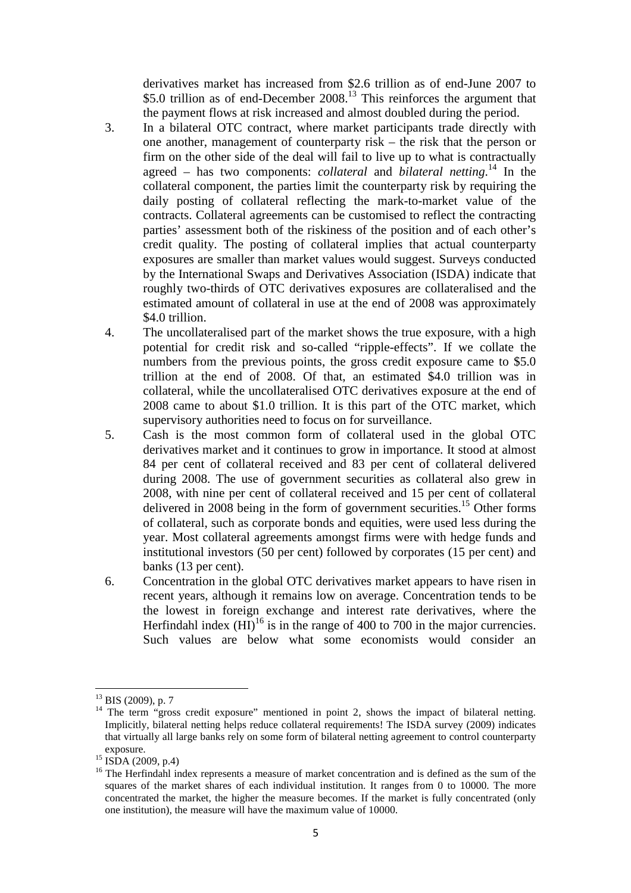derivatives market has increased from \$2.6 trillion as of end-June 2007 to \$5.0 trillion as of end-December 2008.[13] This reinforces the argument that the payment flows at risk increased and almost doubled during the period.

3. In a bilateral OTC contract, where market participants trade directly with one another, management of counterparty risk – the risk that the person or firm on the other side of the deal will fail to live up to what is contractually agreed – has two components: *collateral* and *bilateral netting*.[14] In the collateral component, the parties limit the counterparty risk by requiring the daily posting of collateral reflecting the mark-to-market value of the contracts. Collateral agreements can be customised to reflect the contracting parties' assessment both of the riskiness of the position and of each other's credit quality. The posting of collateral implies that actual counterparty exposures are smaller than market values would suggest. Surveys conducted by the International Swaps and Derivatives Association (ISDA) indicate that roughly two-thirds of OTC derivatives exposures are collateralised and the estimated amount of collateral in use at the end of 2008 was approximately \$4.0 trillion.
4. The uncollateralised part of the market shows the true exposure, with a high potential for credit risk and so-called "ripple-effects". If we collate the numbers from the previous points, the gross credit exposure came to \$5.0 trillion at the end of 2008. Of that, an estimated \$4.0 trillion was in collateral, while the uncollateralised OTC derivatives exposure at the end of 2008 came to about \$1.0 trillion. It is this part of the OTC market, which supervisory authorities need to focus on for surveillance.
5. Cash is the most common form of collateral used in the global OTC derivatives market and it continues to grow in importance. It stood at almost 84 per cent of collateral received and 83 per cent of collateral delivered during 2008. The use of government securities as collateral also grew in 2008, with nine per cent of collateral received and 15 per cent of collateral delivered in 2008 being in the form of government securities.[15] Other forms of collateral, such as corporate bonds and equities, were used less during the year. Most collateral agreements amongst firms were with hedge funds and institutional investors (50 per cent) followed by corporates (15 per cent) and banks (13 per cent).
6. Concentration in the global OTC derivatives market appears to have risen in recent years, although it remains low on average. Concentration tends to be the lowest in foreign exchange and interest rate derivatives, where the Herfindahl index (HI)[16] is in the range of 400 to 700 in the major currencies. Such values are below what some economists would consider an

---

[13] BIS (2009), p. 7

[14] The term "gross credit exposure" mentioned in point 2, shows the impact of bilateral netting. Implicitly, bilateral netting helps reduce collateral requirements! The ISDA survey (2009) indicates that virtually all large banks rely on some form of bilateral netting agreement to control counterparty exposure.

[15] ISDA (2009, p.4)

[16] The Herfindahl index represents a measure of market concentration and is defined as the sum of the squares of the market shares of each individual institution. It ranges from 0 to 10000. The more concentrated the market, the higher the measure becomes. If the market is fully concentrated (only one institution), the measure will have the maximum value of 10000.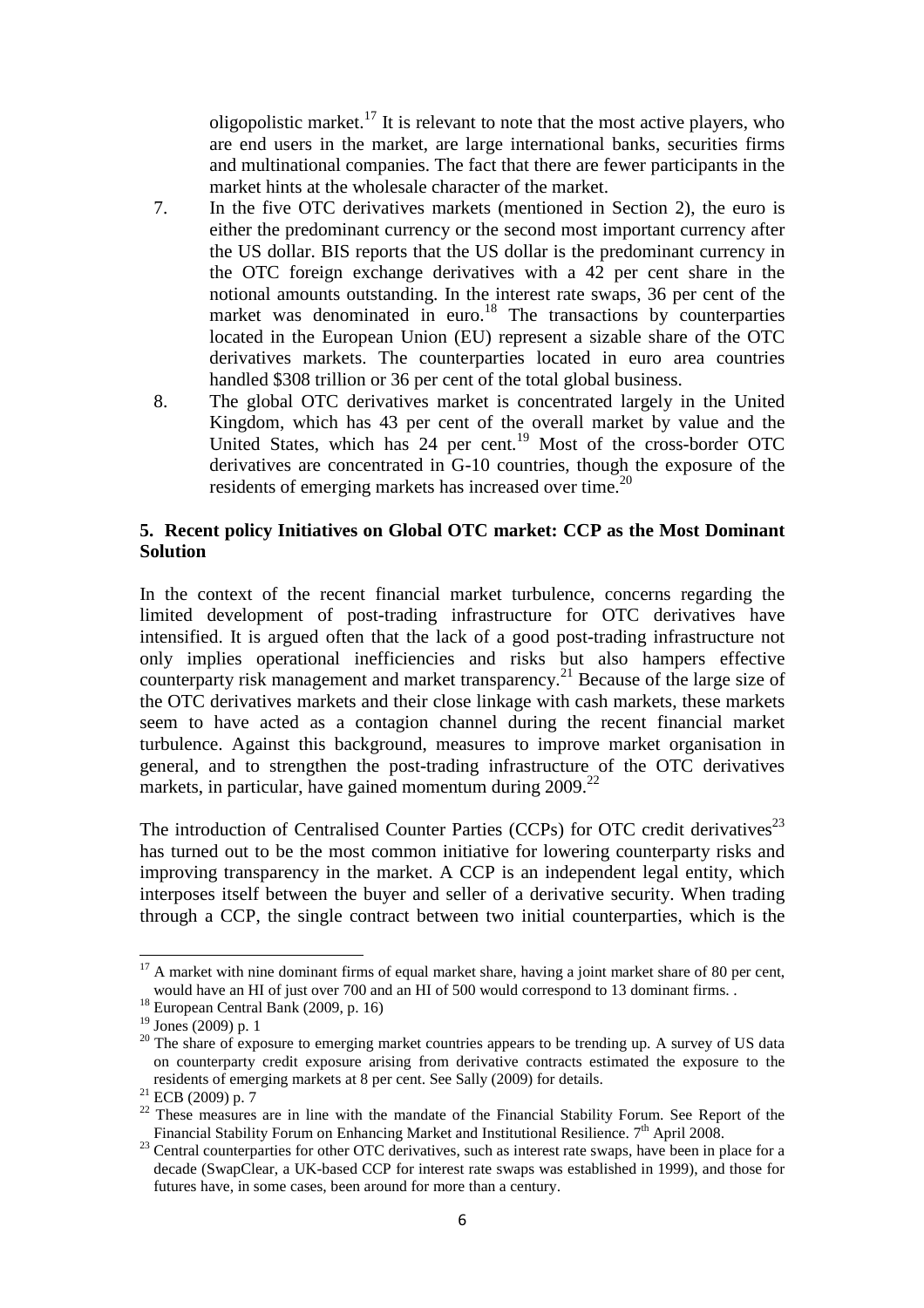oligopolistic market.[17] It is relevant to note that the most active players, who are end users in the market, are large international banks, securities firms and multinational companies. The fact that there are fewer participants in the market hints at the wholesale character of the market.

7. In the five OTC derivatives markets (mentioned in Section 2), the euro is either the predominant currency or the second most important currency after the US dollar. BIS reports that the US dollar is the predominant currency in the OTC foreign exchange derivatives with a 42 per cent share in the notional amounts outstanding. In the interest rate swaps, 36 per cent of the market was denominated in euro.[18] The transactions by counterparties located in the European Union (EU) represent a sizable share of the OTC derivatives markets. The counterparties located in euro area countries handled $308 trillion or 36 per cent of the total global business.
8. The global OTC derivatives market is concentrated largely in the United Kingdom, which has 43 per cent of the overall market by value and the United States, which has 24 per cent.[19] Most of the cross-border OTC derivatives are concentrated in G-10 countries, though the exposure of the residents of emerging markets has increased over time.[20]

## 5. Recent policy Initiatives on Global OTC market: CCP as the Most Dominant Solution

In the context of the recent financial market turbulence, concerns regarding the limited development of post-trading infrastructure for OTC derivatives have intensified. It is argued often that the lack of a good post-trading infrastructure not only implies operational inefficiencies and risks but also hampers effective counterparty risk management and market transparency.[21] Because of the large size of the OTC derivatives markets and their close linkage with cash markets, these markets seem to have acted as a contagion channel during the recent financial market turbulence. Against this background, measures to improve market organisation in general, and to strengthen the post-trading infrastructure of the OTC derivatives markets, in particular, have gained momentum during 2009.[22]

The introduction of Centralised Counter Parties (CCPs) for OTC credit derivatives[23] has turned out to be the most common initiative for lowering counterparty risks and improving transparency in the market. A CCP is an independent legal entity, which interposes itself between the buyer and seller of a derivative security. When trading through a CCP, the single contract between two initial counterparties, which is the

---

[17] A market with nine dominant firms of equal market share, having a joint market share of 80 per cent, would have an HI of just over 700 and an HI of 500 would correspond to 13 dominant firms. .

[18] European Central Bank (2009, p. 16)

[19] Jones (2009) p. 1

[20] The share of exposure to emerging market countries appears to be trending up. A survey of US data on counterparty credit exposure arising from derivative contracts estimated the exposure to the residents of emerging markets at 8 per cent. See Sally (2009) for details.

[21] ECB (2009) p. 7

[22] These measures are in line with the mandate of the Financial Stability Forum. See Report of the Financial Stability Forum on Enhancing Market and Institutional Resilience. 7th April 2008.

[23] Central counterparties for other OTC derivatives, such as interest rate swaps, have been in place for a decade (SwapClear, a UK-based CCP for interest rate swaps was established in 1999), and those for futures have, in some cases, been around for more than a century.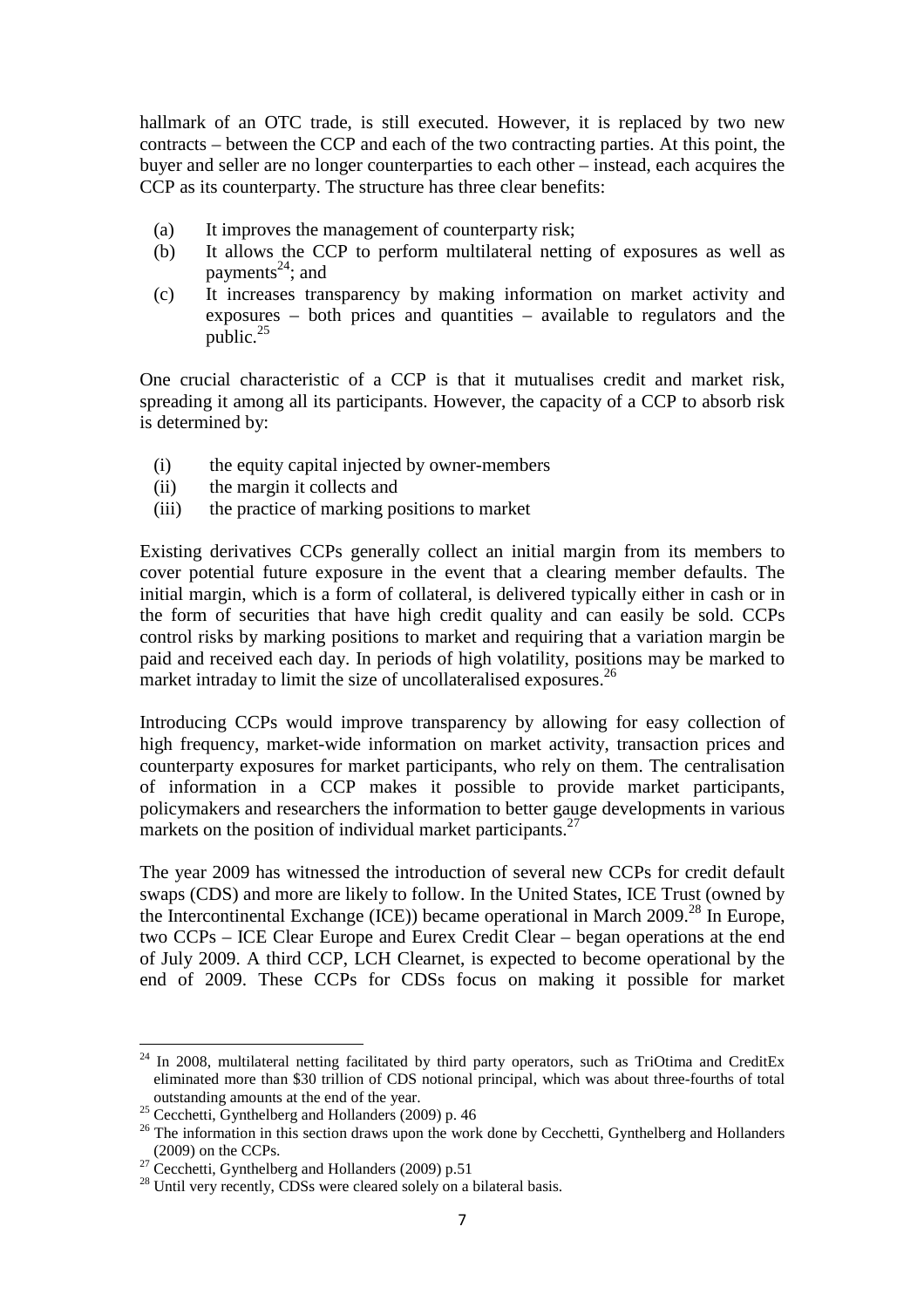hallmark of an OTC trade, is still executed. However, it is replaced by two new contracts – between the CCP and each of the two contracting parties. At this point, the buyer and seller are no longer counterparties to each other – instead, each acquires the CCP as its counterparty. The structure has three clear benefits:

(a) It improves the management of counterparty risk;
(b) It allows the CCP to perform multilateral netting of exposures as well as payments[24]; and
(c) It increases transparency by making information on market activity and exposures – both prices and quantities – available to regulators and the public.[25]

One crucial characteristic of a CCP is that it mutualises credit and market risk, spreading it among all its participants. However, the capacity of a CCP to absorb risk is determined by:

(i) the equity capital injected by owner-members
(ii) the margin it collects and
(iii) the practice of marking positions to market

Existing derivatives CCPs generally collect an initial margin from its members to cover potential future exposure in the event that a clearing member defaults. The initial margin, which is a form of collateral, is delivered typically either in cash or in the form of securities that have high credit quality and can easily be sold. CCPs control risks by marking positions to market and requiring that a variation margin be paid and received each day. In periods of high volatility, positions may be marked to market intraday to limit the size of uncollateralised exposures.[26]

Introducing CCPs would improve transparency by allowing for easy collection of high frequency, market-wide information on market activity, transaction prices and counterparty exposures for market participants, who rely on them. The centralisation of information in a CCP makes it possible to provide market participants, policymakers and researchers the information to better gauge developments in various markets on the position of individual market participants.[27]

The year 2009 has witnessed the introduction of several new CCPs for credit default swaps (CDS) and more are likely to follow. In the United States, ICE Trust (owned by the Intercontinental Exchange (ICE)) became operational in March 2009.[28] In Europe, two CCPs – ICE Clear Europe and Eurex Credit Clear – began operations at the end of July 2009. A third CCP, LCH Clearnet, is expected to become operational by the end of 2009. These CCPs for CDSs focus on making it possible for market

[24] In 2008, multilateral netting facilitated by third party operators, such as TriOtima and CreditEx eliminated more than $30 trillion of CDS notional principal, which was about three-fourths of total outstanding amounts at the end of the year.

[25] Cecchetti, Gynthelberg and Hollanders (2009) p. 46

[26] The information in this section draws upon the work done by Cecchetti, Gynthelberg and Hollanders (2009) on the CCPs.

[27] Cecchetti, Gynthelberg and Hollanders (2009) p.51

[28] Until very recently, CDSs were cleared solely on a bilateral basis.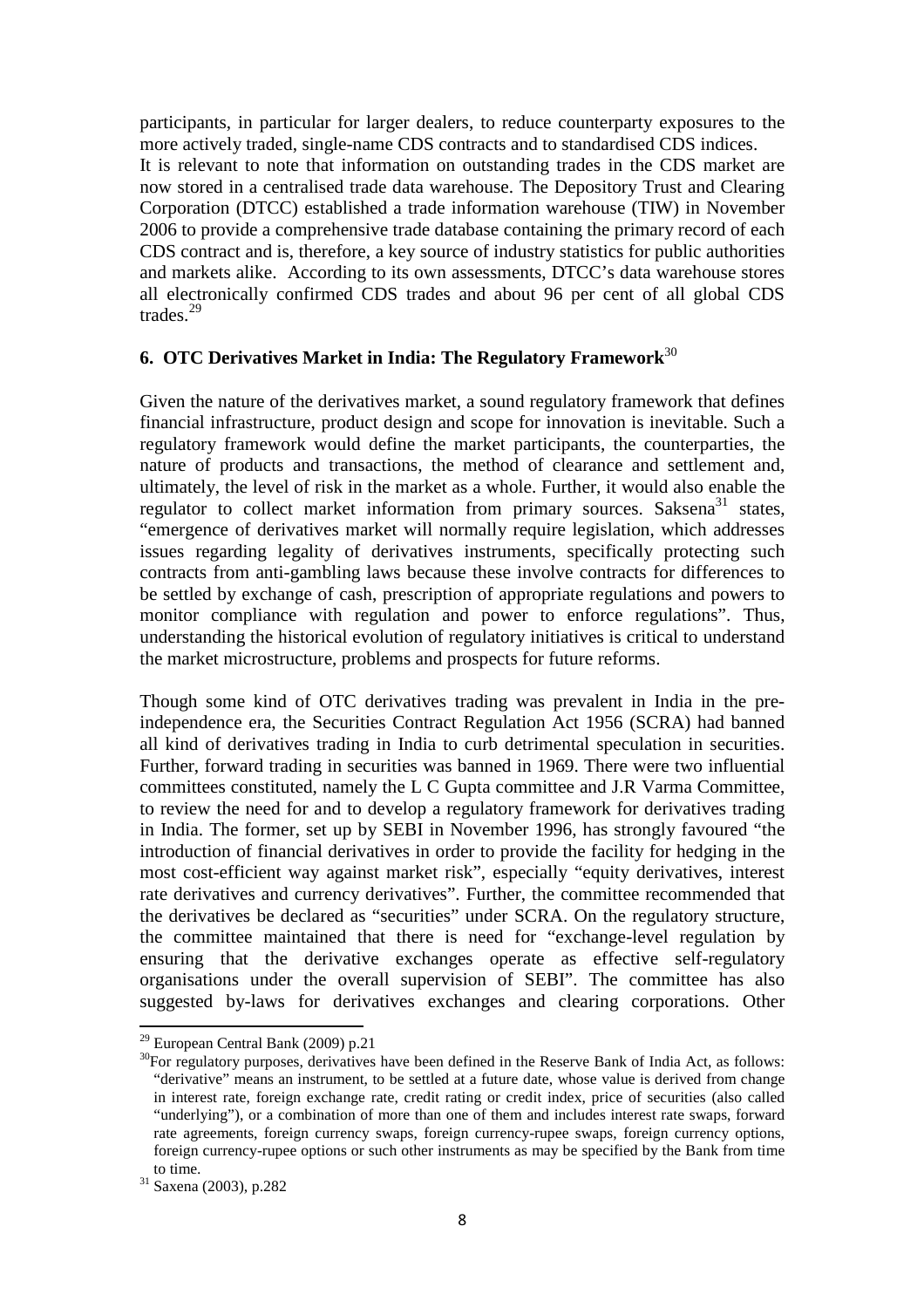participants, in particular for larger dealers, to reduce counterparty exposures to the more actively traded, single-name CDS contracts and to standardised CDS indices.
It is relevant to note that information on outstanding trades in the CDS market are now stored in a centralised trade data warehouse. The Depository Trust and Clearing Corporation (DTCC) established a trade information warehouse (TIW) in November 2006 to provide a comprehensive trade database containing the primary record of each CDS contract and is, therefore, a key source of industry statistics for public authorities and markets alike. According to its own assessments, DTCC's data warehouse stores all electronically confirmed CDS trades and about 96 per cent of all global CDS trades.[29]

## 6. OTC Derivatives Market in India: The Regulatory Framework[30]

Given the nature of the derivatives market, a sound regulatory framework that defines financial infrastructure, product design and scope for innovation is inevitable. Such a regulatory framework would define the market participants, the counterparties, the nature of products and transactions, the method of clearance and settlement and, ultimately, the level of risk in the market as a whole. Further, it would also enable the regulator to collect market information from primary sources. Saksena[31] states, "emergence of derivatives market will normally require legislation, which addresses issues regarding legality of derivatives instruments, specifically protecting such contracts from anti-gambling laws because these involve contracts for differences to be settled by exchange of cash, prescription of appropriate regulations and powers to monitor compliance with regulation and power to enforce regulations". Thus, understanding the historical evolution of regulatory initiatives is critical to understand the market microstructure, problems and prospects for future reforms.

Though some kind of OTC derivatives trading was prevalent in India in the pre-independence era, the Securities Contract Regulation Act 1956 (SCRA) had banned all kind of derivatives trading in India to curb detrimental speculation in securities. Further, forward trading in securities was banned in 1969. There were two influential committees constituted, namely the L C Gupta committee and J.R Varma Committee, to review the need for and to develop a regulatory framework for derivatives trading in India. The former, set up by SEBI in November 1996, has strongly favoured "the introduction of financial derivatives in order to provide the facility for hedging in the most cost-efficient way against market risk", especially "equity derivatives, interest rate derivatives and currency derivatives". Further, the committee recommended that the derivatives be declared as "securities" under SCRA. On the regulatory structure, the committee maintained that there is need for "exchange-level regulation by ensuring that the derivative exchanges operate as effective self-regulatory organisations under the overall supervision of SEBI". The committee has also suggested by-laws for derivatives exchanges and clearing corporations. Other

---

[29] European Central Bank (2009) p.21

[30] For regulatory purposes, derivatives have been defined in the Reserve Bank of India Act, as follows: "derivative" means an instrument, to be settled at a future date, whose value is derived from change in interest rate, foreign exchange rate, credit rating or credit index, price of securities (also called "underlying"), or a combination of more than one of them and includes interest rate swaps, forward rate agreements, foreign currency swaps, foreign currency-rupee swaps, foreign currency options, foreign currency-rupee options or such other instruments as may be specified by the Bank from time to time.

[31] Saxena (2003), p.282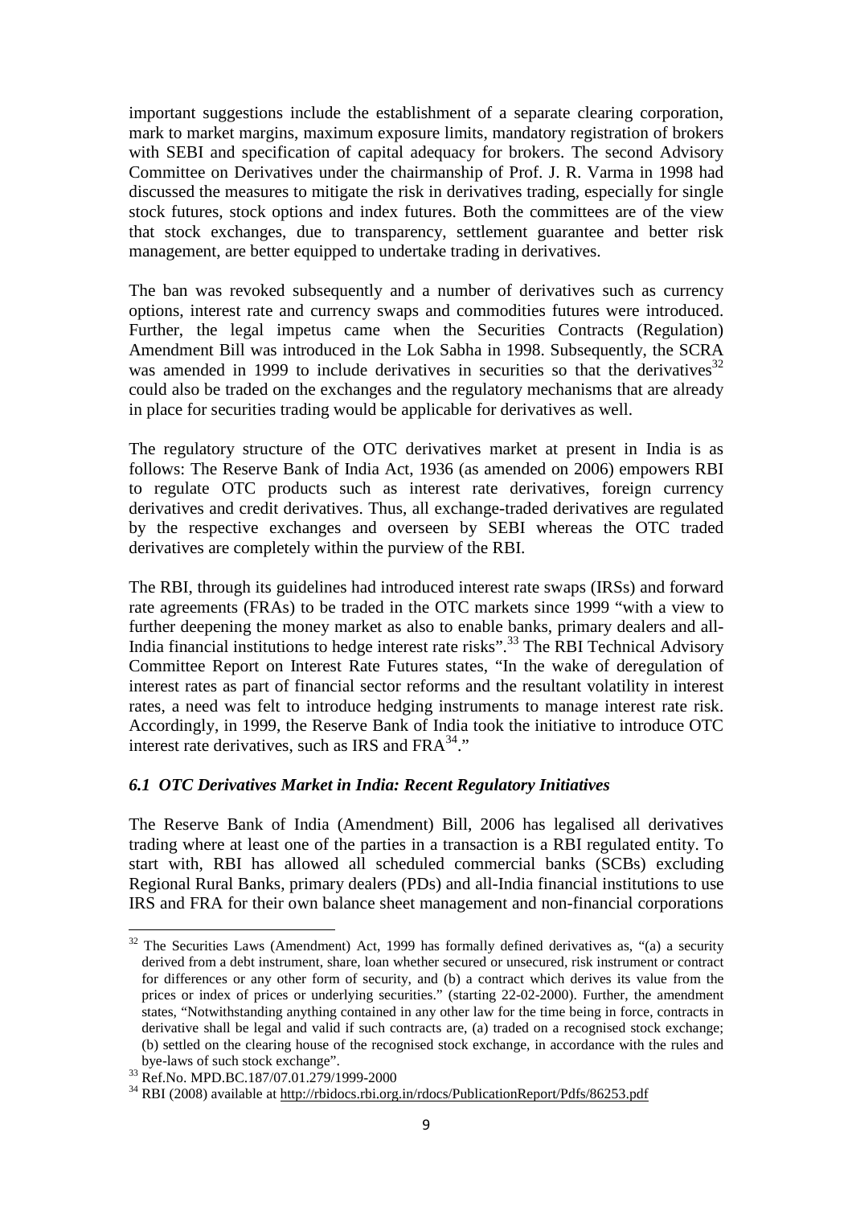important suggestions include the establishment of a separate clearing corporation, mark to market margins, maximum exposure limits, mandatory registration of brokers with SEBI and specification of capital adequacy for brokers. The second Advisory Committee on Derivatives under the chairmanship of Prof. J. R. Varma in 1998 had discussed the measures to mitigate the risk in derivatives trading, especially for single stock futures, stock options and index futures. Both the committees are of the view that stock exchanges, due to transparency, settlement guarantee and better risk management, are better equipped to undertake trading in derivatives.

The ban was revoked subsequently and a number of derivatives such as currency options, interest rate and currency swaps and commodities futures were introduced. Further, the legal impetus came when the Securities Contracts (Regulation) Amendment Bill was introduced in the Lok Sabha in 1998. Subsequently, the SCRA was amended in 1999 to include derivatives in securities so that the derivatives[32] could also be traded on the exchanges and the regulatory mechanisms that are already in place for securities trading would be applicable for derivatives as well.

The regulatory structure of the OTC derivatives market at present in India is as follows: The Reserve Bank of India Act, 1936 (as amended on 2006) empowers RBI to regulate OTC products such as interest rate derivatives, foreign currency derivatives and credit derivatives. Thus, all exchange-traded derivatives are regulated by the respective exchanges and overseen by SEBI whereas the OTC traded derivatives are completely within the purview of the RBI.

The RBI, through its guidelines had introduced interest rate swaps (IRSs) and forward rate agreements (FRAs) to be traded in the OTC markets since 1999 "with a view to further deepening the money market as also to enable banks, primary dealers and all-India financial institutions to hedge interest rate risks".[33] The RBI Technical Advisory Committee Report on Interest Rate Futures states, "In the wake of deregulation of interest rates as part of financial sector reforms and the resultant volatility in interest rates, a need was felt to introduce hedging instruments to manage interest rate risk. Accordingly, in 1999, the Reserve Bank of India took the initiative to introduce OTC interest rate derivatives, such as IRS and FRA[34]."

### *6.1 OTC Derivatives Market in India: Recent Regulatory Initiatives*

The Reserve Bank of India (Amendment) Bill, 2006 has legalised all derivatives trading where at least one of the parties in a transaction is a RBI regulated entity. To start with, RBI has allowed all scheduled commercial banks (SCBs) excluding Regional Rural Banks, primary dealers (PDs) and all-India financial institutions to use IRS and FRA for their own balance sheet management and non-financial corporations

---

[32] The Securities Laws (Amendment) Act, 1999 has formally defined derivatives as, "(a) a security derived from a debt instrument, share, loan whether secured or unsecured, risk instrument or contract for differences or any other form of security, and (b) a contract which derives its value from the prices or index of prices or underlying securities." (starting 22-02-2000). Further, the amendment states, "Notwithstanding anything contained in any other law for the time being in force, contracts in derivative shall be legal and valid if such contracts are, (a) traded on a recognised stock exchange; (b) settled on the clearing house of the recognised stock exchange, in accordance with the rules and bye-laws of such stock exchange".

[33] Ref.No. MPD.BC.187/07.01.279/1999-2000

[34] RBI (2008) available at http://rbidocs.rbi.org.in/rdocs/PublicationReport/Pdfs/86253.pdf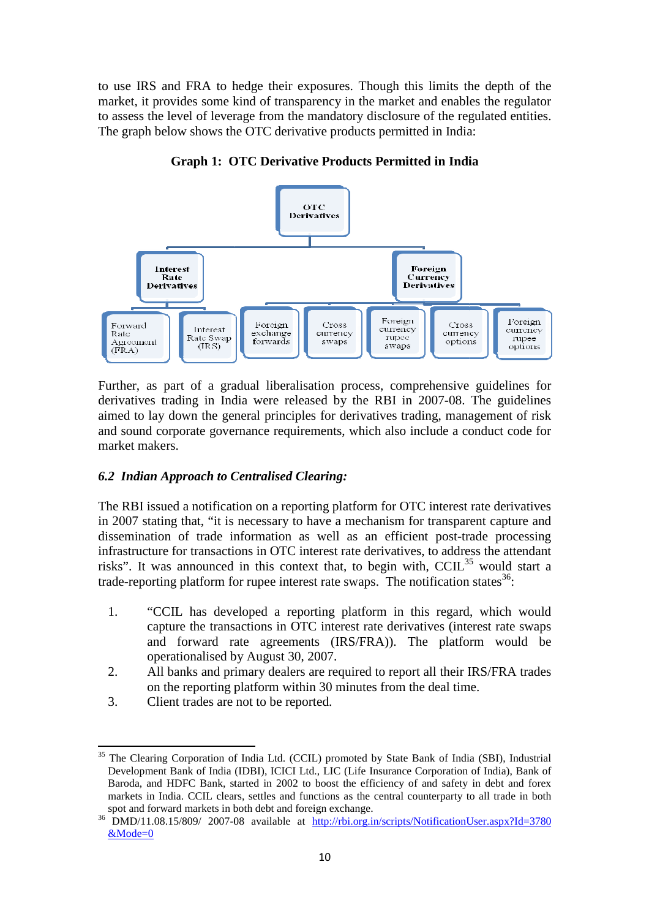to use IRS and FRA to hedge their exposures. Though this limits the depth of the market, it provides some kind of transparency in the market and enables the regulator to assess the level of leverage from the mandatory disclosure of the regulated entities. The graph below shows the OTC derivative products permitted in India:

**Graph 1: OTC Derivative Products Permitted in India**

- OTC Derivatives
  - Interest Rate Derivatives
    - Forward Rate Agreement (FRA)
    - Interest Rate Swap (IRS)
  - Foreign Currency Derivatives
    - Foreign exchange forwards
    - Cross currency swaps
    - Foreign currency rupee swaps
    - Cross currency options
    - Foreign currency rupee options

Further, as part of a gradual liberalisation process, comprehensive guidelines for derivatives trading in India were released by the RBI in 2007-08. The guidelines aimed to lay down the general principles for derivatives trading, management of risk and sound corporate governance requirements, which also include a conduct code for market makers.

### *6.2 Indian Approach to Centralised Clearing:*

The RBI issued a notification on a reporting platform for OTC interest rate derivatives in 2007 stating that, "it is necessary to have a mechanism for transparent capture and dissemination of trade information as well as an efficient post-trade processing infrastructure for transactions in OTC interest rate derivatives, to address the attendant risks". It was announced in this context that, to begin with, CCIL[35] would start a trade-reporting platform for rupee interest rate swaps. The notification states[36]:

1. "CCIL has developed a reporting platform in this regard, which would capture the transactions in OTC interest rate derivatives (interest rate swaps and forward rate agreements (IRS/FRA)). The platform would be operationalised by August 30, 2007.
2. All banks and primary dealers are required to report all their IRS/FRA trades on the reporting platform within 30 minutes from the deal time.
3. Client trades are not to be reported.

---

[35] The Clearing Corporation of India Ltd. (CCIL) promoted by State Bank of India (SBI), Industrial Development Bank of India (IDBI), ICICI Ltd., LIC (Life Insurance Corporation of India), Bank of Baroda, and HDFC Bank, started in 2002 to boost the efficiency of and safety in debt and forex markets in India. CCIL clears, settles and functions as the central counterparty to all trade in both spot and forward markets in both debt and foreign exchange.

[36] DMD/11.08.15/809/ 2007-08 available at http://rbi.org.in/scripts/NotificationUser.aspx?Id=3780&Mode=0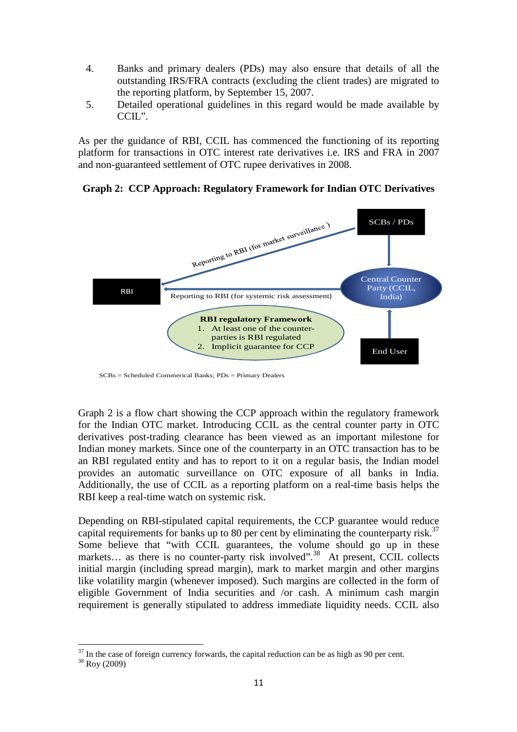4. Banks and primary dealers (PDs) may also ensure that details of all the outstanding IRS/FRA contracts (excluding the client trades) are migrated to the reporting platform, by September 15, 2007.
5. Detailed operational guidelines in this regard would be made available by CCIL".

As per the guidance of RBI, CCIL has commenced the functioning of its reporting platform for transactions in OTC interest rate derivatives i.e. IRS and FRA in 2007 and non-guaranteed settlement of OTC rupee derivatives in 2008.

**Graph 2: CCP Approach: Regulatory Framework for Indian OTC Derivatives**

SCBs / PDs

Reporting to RBI (for market surveillance )

RBI

Reporting to RBI (for systemic risk assessment)

Central Counter Party (CCIL, India)

**RBI regulatory Framework**
1. At least one of the counter-parties is RBI regulated
2. Implicit guarantee for CCP

End User

SCBs = Scheduled Commerical Banks; PDs = Primary Dealers

Graph 2 is a flow chart showing the CCP approach within the regulatory framework for the Indian OTC market. Introducing CCIL as the central counter party in OTC derivatives post-trading clearance has been viewed as an important milestone for Indian money markets. Since one of the counterparty in an OTC transaction has to be an RBI regulated entity and has to report to it on a regular basis, the Indian model provides an automatic surveillance on OTC exposure of all banks in India. Additionally, the use of CCIL as a reporting platform on a real-time basis helps the RBI keep a real-time watch on systemic risk.

Depending on RBI-stipulated capital requirements, the CCP guarantee would reduce capital requirements for banks up to 80 per cent by eliminating the counterparty risk.[37] Some believe that "with CCIL guarantees, the volume should go up in these markets… as there is no counter-party risk involved".[38] At present, CCIL collects initial margin (including spread margin), mark to market margin and other margins like volatility margin (whenever imposed). Such margins are collected in the form of eligible Government of India securities and /or cash. A minimum cash margin requirement is generally stipulated to address immediate liquidity needs. CCIL also

[37] In the case of foreign currency forwards, the capital reduction can be as high as 90 per cent.
[38] Roy (2009)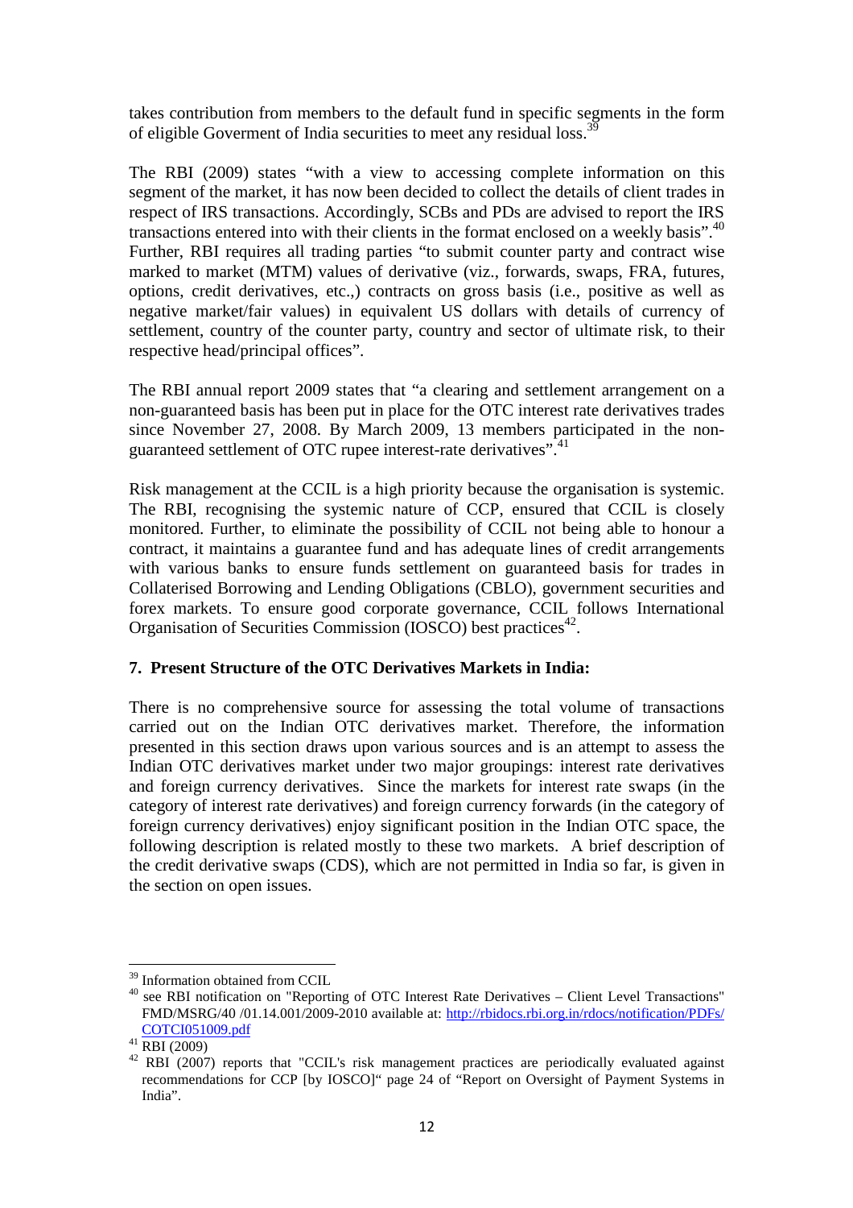takes contribution from members to the default fund in specific segments in the form of eligible Goverment of India securities to meet any residual loss.[39]

The RBI (2009) states "with a view to accessing complete information on this segment of the market, it has now been decided to collect the details of client trades in respect of IRS transactions. Accordingly, SCBs and PDs are advised to report the IRS transactions entered into with their clients in the format enclosed on a weekly basis".[40] Further, RBI requires all trading parties "to submit counter party and contract wise marked to market (MTM) values of derivative (viz., forwards, swaps, FRA, futures, options, credit derivatives, etc.,) contracts on gross basis (i.e., positive as well as negative market/fair values) in equivalent US dollars with details of currency of settlement, country of the counter party, country and sector of ultimate risk, to their respective head/principal offices".

The RBI annual report 2009 states that "a clearing and settlement arrangement on a non-guaranteed basis has been put in place for the OTC interest rate derivatives trades since November 27, 2008. By March 2009, 13 members participated in the non-guaranteed settlement of OTC rupee interest-rate derivatives".[41]

Risk management at the CCIL is a high priority because the organisation is systemic. The RBI, recognising the systemic nature of CCP, ensured that CCIL is closely monitored. Further, to eliminate the possibility of CCIL not being able to honour a contract, it maintains a guarantee fund and has adequate lines of credit arrangements with various banks to ensure funds settlement on guaranteed basis for trades in Collaterised Borrowing and Lending Obligations (CBLO), government securities and forex markets. To ensure good corporate governance, CCIL follows International Organisation of Securities Commission (IOSCO) best practices[42].

**7. Present Structure of the OTC Derivatives Markets in India:**

There is no comprehensive source for assessing the total volume of transactions carried out on the Indian OTC derivatives market. Therefore, the information presented in this section draws upon various sources and is an attempt to assess the Indian OTC derivatives market under two major groupings: interest rate derivatives and foreign currency derivatives. Since the markets for interest rate swaps (in the category of interest rate derivatives) and foreign currency forwards (in the category of foreign currency derivatives) enjoy significant position in the Indian OTC space, the following description is related mostly to these two markets. A brief description of the credit derivative swaps (CDS), which are not permitted in India so far, is given in the section on open issues.

---

[39] Information obtained from CCIL

[40] see RBI notification on "Reporting of OTC Interest Rate Derivatives – Client Level Transactions" FMD/MSRG/40 /01.14.001/2009-2010 available at: http://rbidocs.rbi.org.in/rdocs/notification/PDFs/COTCI051009.pdf

[41] RBI (2009)

[42] RBI (2007) reports that "CCIL's risk management practices are periodically evaluated against recommendations for CCP [by IOSCO]" page 24 of "Report on Oversight of Payment Systems in India".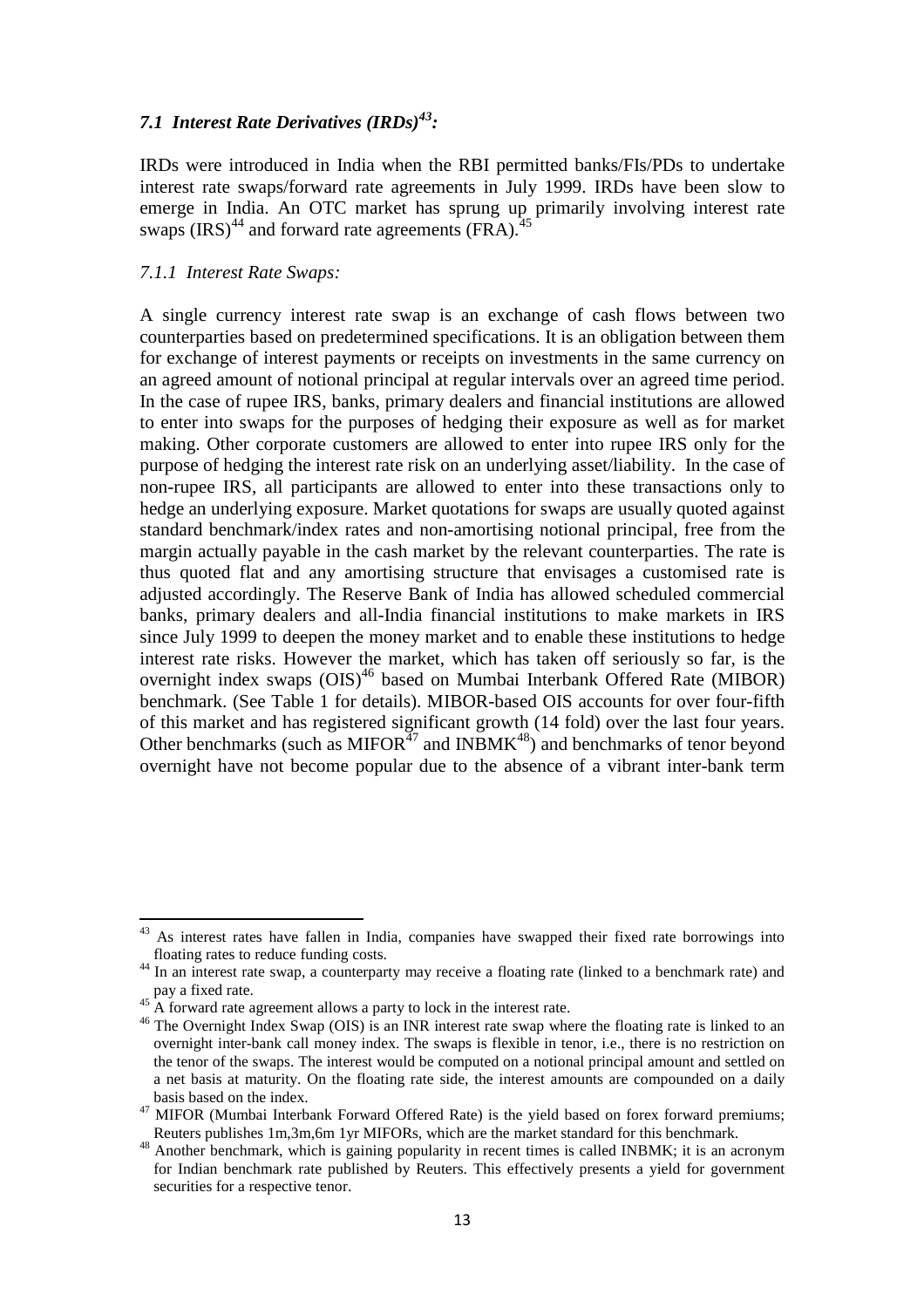### *7.1 Interest Rate Derivatives (IRDs)[43]:*

IRDs were introduced in India when the RBI permitted banks/FIs/PDs to undertake interest rate swaps/forward rate agreements in July 1999. IRDs have been slow to emerge in India. An OTC market has sprung up primarily involving interest rate swaps (IRS)[44] and forward rate agreements (FRA).[45]

#### *7.1.1 Interest Rate Swaps:*

A single currency interest rate swap is an exchange of cash flows between two counterparties based on predetermined specifications. It is an obligation between them for exchange of interest payments or receipts on investments in the same currency on an agreed amount of notional principal at regular intervals over an agreed time period. In the case of rupee IRS, banks, primary dealers and financial institutions are allowed to enter into swaps for the purposes of hedging their exposure as well as for market making. Other corporate customers are allowed to enter into rupee IRS only for the purpose of hedging the interest rate risk on an underlying asset/liability. In the case of non-rupee IRS, all participants are allowed to enter into these transactions only to hedge an underlying exposure. Market quotations for swaps are usually quoted against standard benchmark/index rates and non-amortising notional principal, free from the margin actually payable in the cash market by the relevant counterparties. The rate is thus quoted flat and any amortising structure that envisages a customised rate is adjusted accordingly. The Reserve Bank of India has allowed scheduled commercial banks, primary dealers and all-India financial institutions to make markets in IRS since July 1999 to deepen the money market and to enable these institutions to hedge interest rate risks. However the market, which has taken off seriously so far, is the overnight index swaps (OIS)[46] based on Mumbai Interbank Offered Rate (MIBOR) benchmark. (See Table 1 for details). MIBOR-based OIS accounts for over four-fifth of this market and has registered significant growth (14 fold) over the last four years. Other benchmarks (such as MIFOR[47] and INBMK[48]) and benchmarks of tenor beyond overnight have not become popular due to the absence of a vibrant inter-bank term

---

[43] As interest rates have fallen in India, companies have swapped their fixed rate borrowings into floating rates to reduce funding costs.

[44] In an interest rate swap, a counterparty may receive a floating rate (linked to a benchmark rate) and pay a fixed rate.

[45] A forward rate agreement allows a party to lock in the interest rate.

[46] The Overnight Index Swap (OIS) is an INR interest rate swap where the floating rate is linked to an overnight inter-bank call money index. The swaps is flexible in tenor, i.e., there is no restriction on the tenor of the swaps. The interest would be computed on a notional principal amount and settled on a net basis at maturity. On the floating rate side, the interest amounts are compounded on a daily basis based on the index.

[47] MIFOR (Mumbai Interbank Forward Offered Rate) is the yield based on forex forward premiums; Reuters publishes 1m,3m,6m 1yr MIFORs, which are the market standard for this benchmark.

[48] Another benchmark, which is gaining popularity in recent times is called INBMK; it is an acronym for Indian benchmark rate published by Reuters. This effectively presents a yield for government securities for a respective tenor.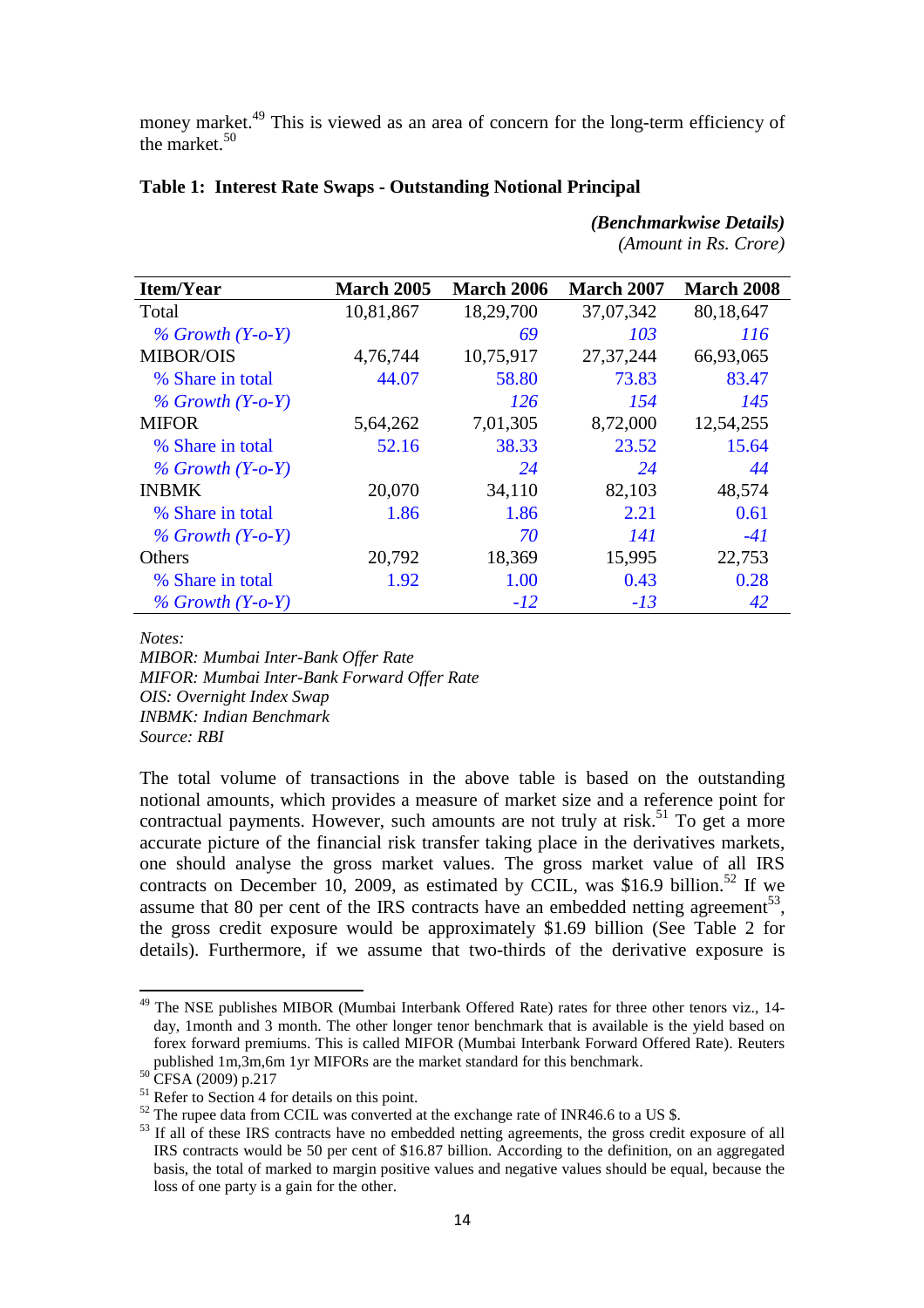money market.[49] This is viewed as an area of concern for the long-term efficiency of the market.[50]

**Table 1: Interest Rate Swaps - Outstanding Notional Principal**

***(Benchmarkwise Details)***
*(Amount in Rs. Crore)*

| Item/Year | March 2005 | March 2006 | March 2007 | March 2008 |
|---|---|---|---|---|
| Total | 10,81,867 | 18,29,700 | 37,07,342 | 80,18,647 |
| *% Growth (Y-o-Y)* | | *69* | *103* | *116* |
| MIBOR/OIS | 4,76,744 | 10,75,917 | 27,37,244 | 66,93,065 |
| % Share in total | 44.07 | 58.80 | 73.83 | 83.47 |
| *% Growth (Y-o-Y)* | | *126* | *154* | *145* |
| MIFOR | 5,64,262 | 7,01,305 | 8,72,000 | 12,54,255 |
| % Share in total | 52.16 | 38.33 | 23.52 | 15.64 |
| *% Growth (Y-o-Y)* | | *24* | *24* | *44* |
| INBMK | 20,070 | 34,110 | 82,103 | 48,574 |
| % Share in total | 1.86 | 1.86 | 2.21 | 0.61 |
| *% Growth (Y-o-Y)* | | *70* | *141* | *-41* |
| Others | 20,792 | 18,369 | 15,995 | 22,753 |
| % Share in total | 1.92 | 1.00 | 0.43 | 0.28 |
| *% Growth (Y-o-Y)* | | *-12* | *-13* | *42* |

*Notes:*
*MIBOR: Mumbai Inter-Bank Offer Rate*
*MIFOR: Mumbai Inter-Bank Forward Offer Rate*
*OIS: Overnight Index Swap*
*INBMK: Indian Benchmark*
*Source: RBI*

The total volume of transactions in the above table is based on the outstanding notional amounts, which provides a measure of market size and a reference point for contractual payments. However, such amounts are not truly at risk.[51] To get a more accurate picture of the financial risk transfer taking place in the derivatives markets, one should analyse the gross market values. The gross market value of all IRS contracts on December 10, 2009, as estimated by CCIL, was \$16.9 billion.[52] If we assume that 80 per cent of the IRS contracts have an embedded netting agreement[53], the gross credit exposure would be approximately \$1.69 billion (See Table 2 for details). Furthermore, if we assume that two-thirds of the derivative exposure is

---

[49] The NSE publishes MIBOR (Mumbai Interbank Offered Rate) rates for three other tenors viz., 14-day, 1month and 3 month. The other longer tenor benchmark that is available is the yield based on forex forward premiums. This is called MIFOR (Mumbai Interbank Forward Offered Rate). Reuters published 1m,3m,6m 1yr MIFORs are the market standard for this benchmark.

[50] CFSA (2009) p.217

[51] Refer to Section 4 for details on this point.

[52] The rupee data from CCIL was converted at the exchange rate of INR46.6 to a US \$.

[53] If all of these IRS contracts have no embedded netting agreements, the gross credit exposure of all IRS contracts would be 50 per cent of \$16.87 billion. According to the definition, on an aggregated basis, the total of marked to margin positive values and negative values should be equal, because the loss of one party is a gain for the other.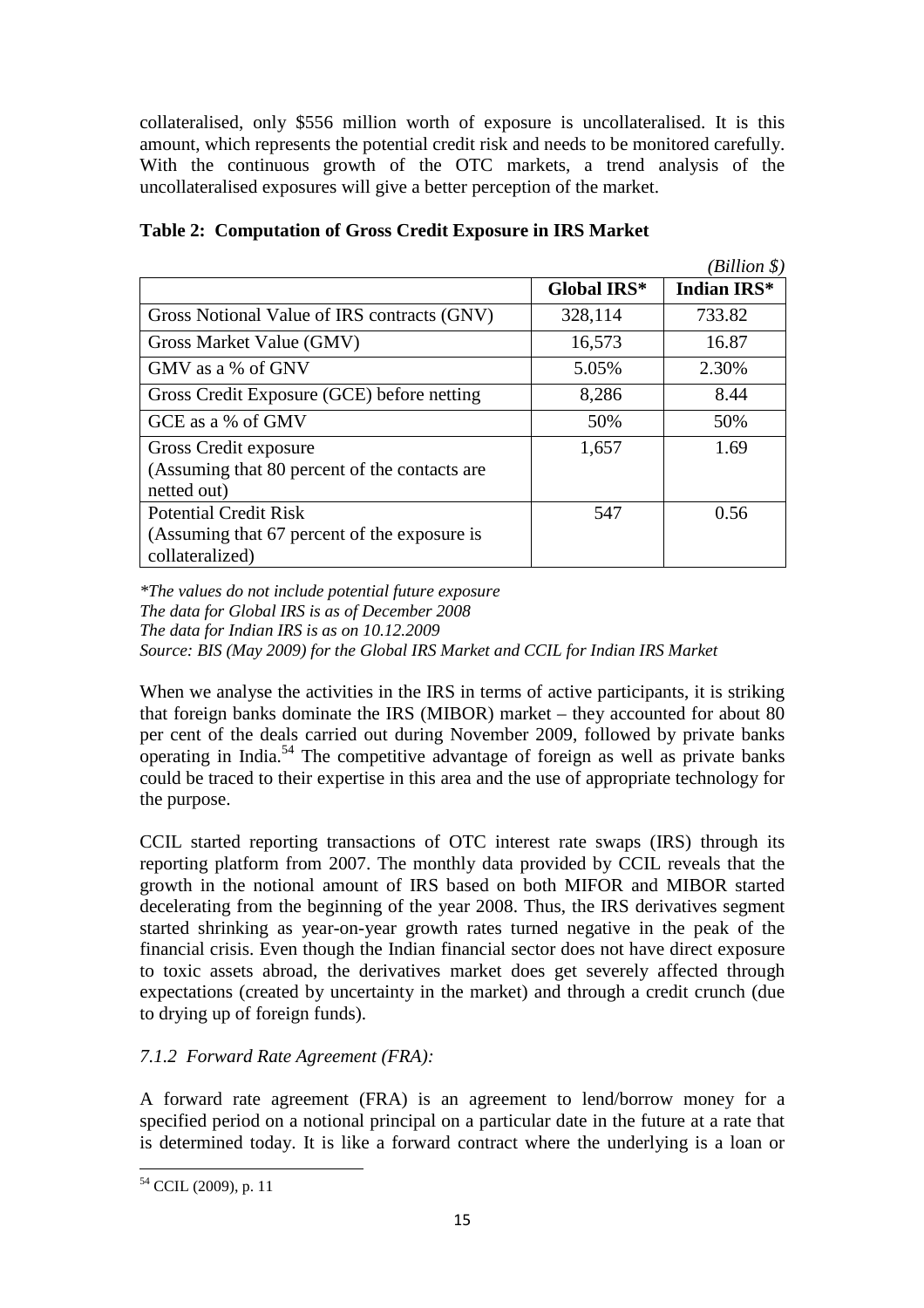collateralised, only $556 million worth of exposure is uncollateralised. It is this amount, which represents the potential credit risk and needs to be monitored carefully. With the continuous growth of the OTC markets, a trend analysis of the uncollateralised exposures will give a better perception of the market.

**Table 2: Computation of Gross Credit Exposure in IRS Market**

*(Billion $)*

| | Global IRS* | Indian IRS* |
|---|---|---|
| Gross Notional Value of IRS contracts (GNV) | 328,114 | 733.82 |
| Gross Market Value (GMV) | 16,573 | 16.87 |
| GMV as a % of GNV | 5.05% | 2.30% |
| Gross Credit Exposure (GCE) before netting | 8,286 | 8.44 |
| GCE as a % of GMV | 50% | 50% |
| Gross Credit exposure (Assuming that 80 percent of the contacts are netted out) | 1,657 | 1.69 |
| Potential Credit Risk (Assuming that 67 percent of the exposure is collateralized) | 547 | 0.56 |

*\*The values do not include potential future exposure*
*The data for Global IRS is as of December 2008*
*The data for Indian IRS is as on 10.12.2009*
*Source: BIS (May 2009) for the Global IRS Market and CCIL for Indian IRS Market*

When we analyse the activities in the IRS in terms of active participants, it is striking that foreign banks dominate the IRS (MIBOR) market – they accounted for about 80 per cent of the deals carried out during November 2009, followed by private banks operating in India.[54] The competitive advantage of foreign as well as private banks could be traced to their expertise in this area and the use of appropriate technology for the purpose.

CCIL started reporting transactions of OTC interest rate swaps (IRS) through its reporting platform from 2007. The monthly data provided by CCIL reveals that the growth in the notional amount of IRS based on both MIFOR and MIBOR started decelerating from the beginning of the year 2008. Thus, the IRS derivatives segment started shrinking as year-on-year growth rates turned negative in the peak of the financial crisis. Even though the Indian financial sector does not have direct exposure to toxic assets abroad, the derivatives market does get severely affected through expectations (created by uncertainty in the market) and through a credit crunch (due to drying up of foreign funds).

### *7.1.2 Forward Rate Agreement (FRA):*

A forward rate agreement (FRA) is an agreement to lend/borrow money for a specified period on a notional principal on a particular date in the future at a rate that is determined today. It is like a forward contract where the underlying is a loan or

[54] CCIL (2009), p. 11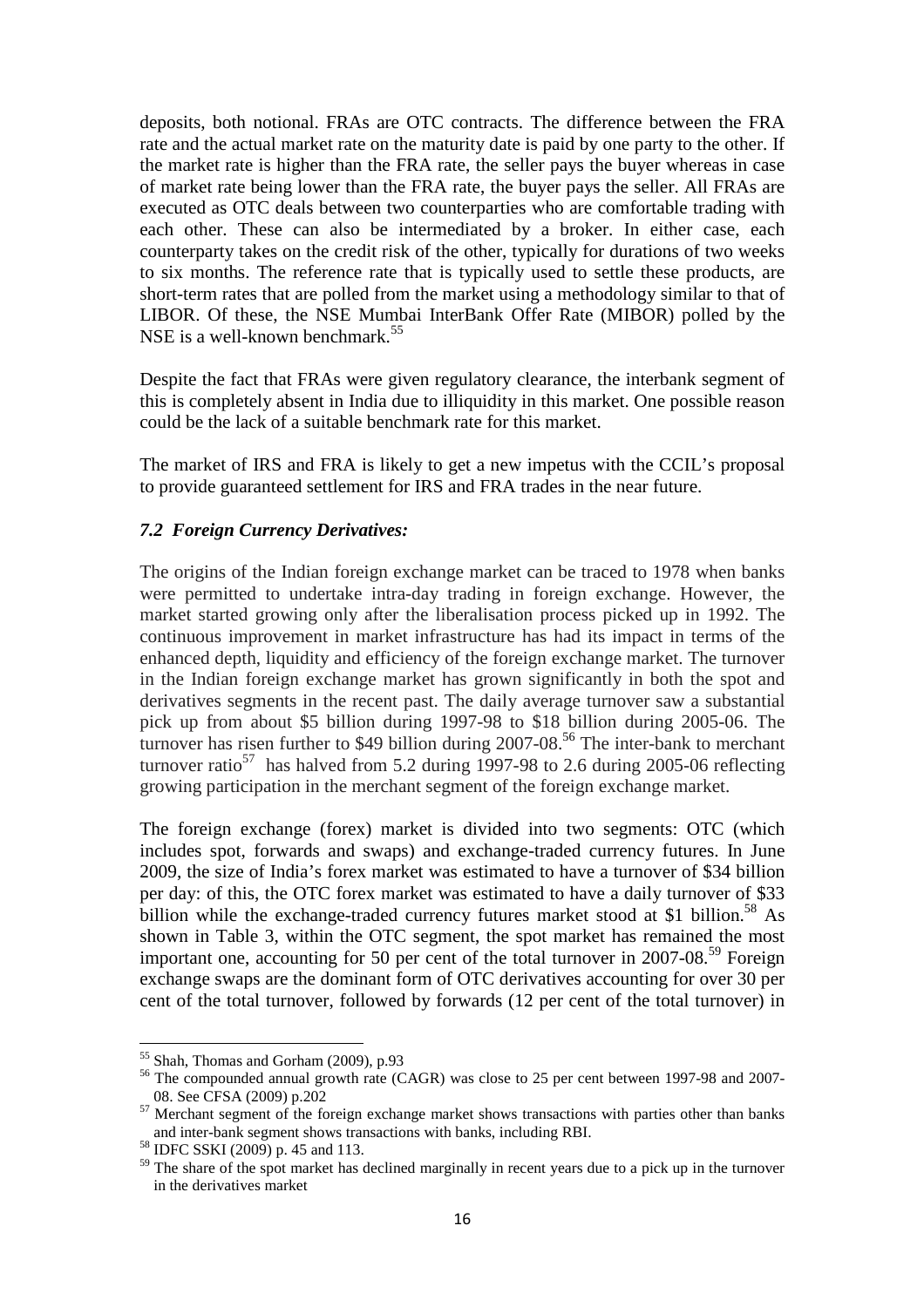deposits, both notional. FRAs are OTC contracts. The difference between the FRA rate and the actual market rate on the maturity date is paid by one party to the other. If the market rate is higher than the FRA rate, the seller pays the buyer whereas in case of market rate being lower than the FRA rate, the buyer pays the seller. All FRAs are executed as OTC deals between two counterparties who are comfortable trading with each other. These can also be intermediated by a broker. In either case, each counterparty takes on the credit risk of the other, typically for durations of two weeks to six months. The reference rate that is typically used to settle these products, are short-term rates that are polled from the market using a methodology similar to that of LIBOR. Of these, the NSE Mumbai InterBank Offer Rate (MIBOR) polled by the NSE is a well-known benchmark.[55]

Despite the fact that FRAs were given regulatory clearance, the interbank segment of this is completely absent in India due to illiquidity in this market. One possible reason could be the lack of a suitable benchmark rate for this market.

The market of IRS and FRA is likely to get a new impetus with the CCIL's proposal to provide guaranteed settlement for IRS and FRA trades in the near future.

### *7.2 Foreign Currency Derivatives:*

The origins of the Indian foreign exchange market can be traced to 1978 when banks were permitted to undertake intra-day trading in foreign exchange. However, the market started growing only after the liberalisation process picked up in 1992. The continuous improvement in market infrastructure has had its impact in terms of the enhanced depth, liquidity and efficiency of the foreign exchange market. The turnover in the Indian foreign exchange market has grown significantly in both the spot and derivatives segments in the recent past. The daily average turnover saw a substantial pick up from about $5 billion during 1997-98 to $18 billion during 2005-06. The turnover has risen further to $49 billion during 2007-08.[56] The inter-bank to merchant turnover ratio[57] has halved from 5.2 during 1997-98 to 2.6 during 2005-06 reflecting growing participation in the merchant segment of the foreign exchange market.

The foreign exchange (forex) market is divided into two segments: OTC (which includes spot, forwards and swaps) and exchange-traded currency futures. In June 2009, the size of India's forex market was estimated to have a turnover of $34 billion per day: of this, the OTC forex market was estimated to have a daily turnover of $33 billion while the exchange-traded currency futures market stood at $1 billion.[58] As shown in Table 3, within the OTC segment, the spot market has remained the most important one, accounting for 50 per cent of the total turnover in 2007-08.[59] Foreign exchange swaps are the dominant form of OTC derivatives accounting for over 30 per cent of the total turnover, followed by forwards (12 per cent of the total turnover) in

---

[55] Shah, Thomas and Gorham (2009), p.93

[56] The compounded annual growth rate (CAGR) was close to 25 per cent between 1997-98 and 2007-08. See CFSA (2009) p.202

[57] Merchant segment of the foreign exchange market shows transactions with parties other than banks and inter-bank segment shows transactions with banks, including RBI.

[58] IDFC SSKI (2009) p. 45 and 113.

[59] The share of the spot market has declined marginally in recent years due to a pick up in the turnover in the derivatives market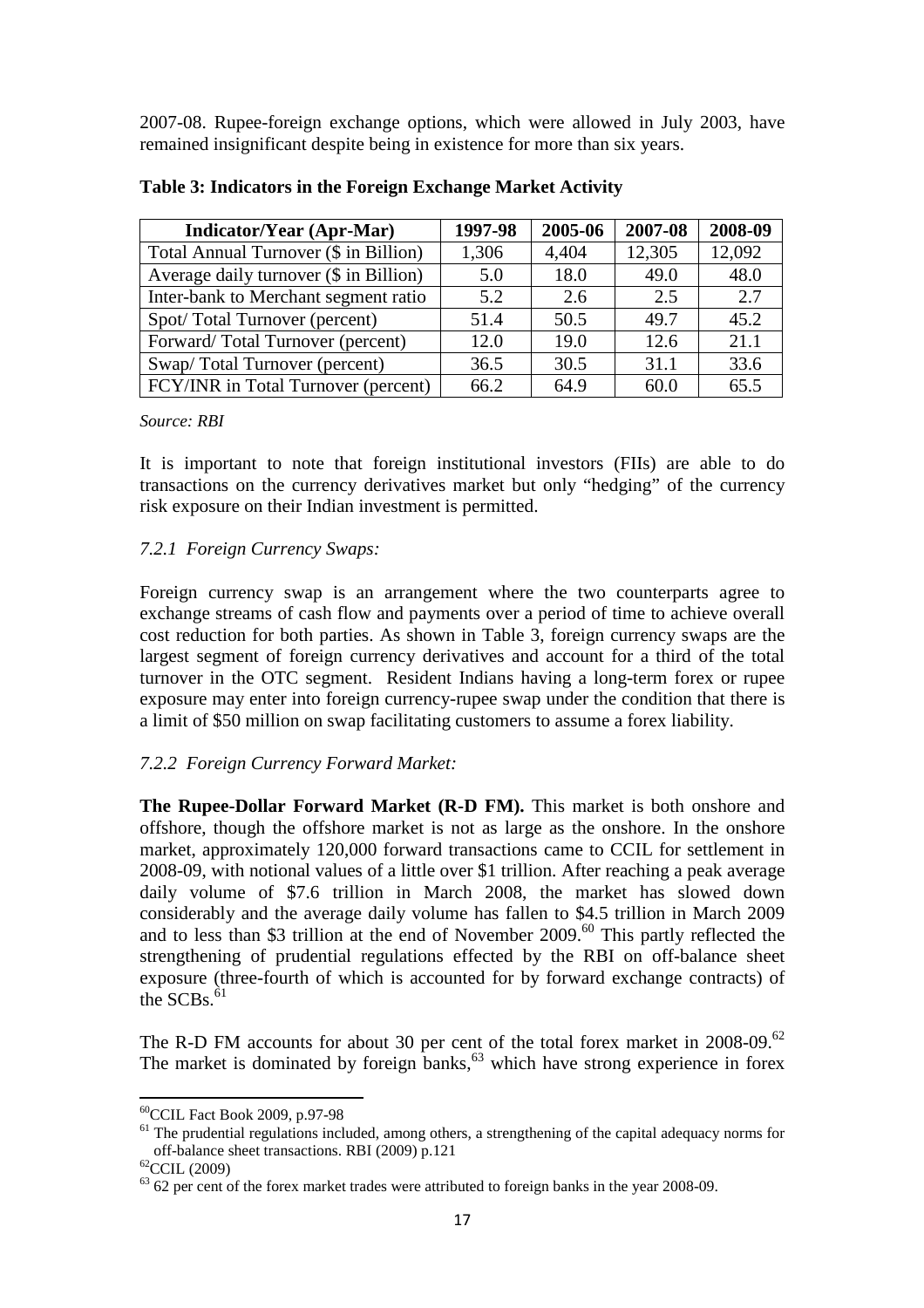2007-08. Rupee-foreign exchange options, which were allowed in July 2003, have remained insignificant despite being in existence for more than six years.

**Table 3: Indicators in the Foreign Exchange Market Activity**

| Indicator/Year (Apr-Mar) | 1997-98 | 2005-06 | 2007-08 | 2008-09 |
|---|---|---|---|---|
| Total Annual Turnover ($ in Billion) | 1,306 | 4,404 | 12,305 | 12,092 |
| Average daily turnover ($ in Billion) | 5.0 | 18.0 | 49.0 | 48.0 |
| Inter-bank to Merchant segment ratio | 5.2 | 2.6 | 2.5 | 2.7 |
| Spot/ Total Turnover (percent) | 51.4 | 50.5 | 49.7 | 45.2 |
| Forward/ Total Turnover (percent) | 12.0 | 19.0 | 12.6 | 21.1 |
| Swap/ Total Turnover (percent) | 36.5 | 30.5 | 31.1 | 33.6 |
| FCY/INR in Total Turnover (percent) | 66.2 | 64.9 | 60.0 | 65.5 |

*Source: RBI*

It is important to note that foreign institutional investors (FIIs) are able to do transactions on the currency derivatives market but only "hedging" of the currency risk exposure on their Indian investment is permitted.

### *7.2.1 Foreign Currency Swaps:*

Foreign currency swap is an arrangement where the two counterparts agree to exchange streams of cash flow and payments over a period of time to achieve overall cost reduction for both parties. As shown in Table 3, foreign currency swaps are the largest segment of foreign currency derivatives and account for a third of the total turnover in the OTC segment. Resident Indians having a long-term forex or rupee exposure may enter into foreign currency-rupee swap under the condition that there is a limit of $50 million on swap facilitating customers to assume a forex liability.

### *7.2.2 Foreign Currency Forward Market:*

**The Rupee-Dollar Forward Market (R-D FM).** This market is both onshore and offshore, though the offshore market is not as large as the onshore. In the onshore market, approximately 120,000 forward transactions came to CCIL for settlement in 2008-09, with notional values of a little over $1 trillion. After reaching a peak average daily volume of $7.6 trillion in March 2008, the market has slowed down considerably and the average daily volume has fallen to $4.5 trillion in March 2009 and to less than $3 trillion at the end of November 2009.[60] This partly reflected the strengthening of prudential regulations effected by the RBI on off-balance sheet exposure (three-fourth of which is accounted for by forward exchange contracts) of the SCBs.[61]

The R-D FM accounts for about 30 per cent of the total forex market in 2008-09.[62] The market is dominated by foreign banks,[63] which have strong experience in forex

---

[60] CCIL Fact Book 2009, p.97-98

[61] The prudential regulations included, among others, a strengthening of the capital adequacy norms for off-balance sheet transactions. RBI (2009) p.121

[62] CCIL (2009)

[63] 62 per cent of the forex market trades were attributed to foreign banks in the year 2008-09.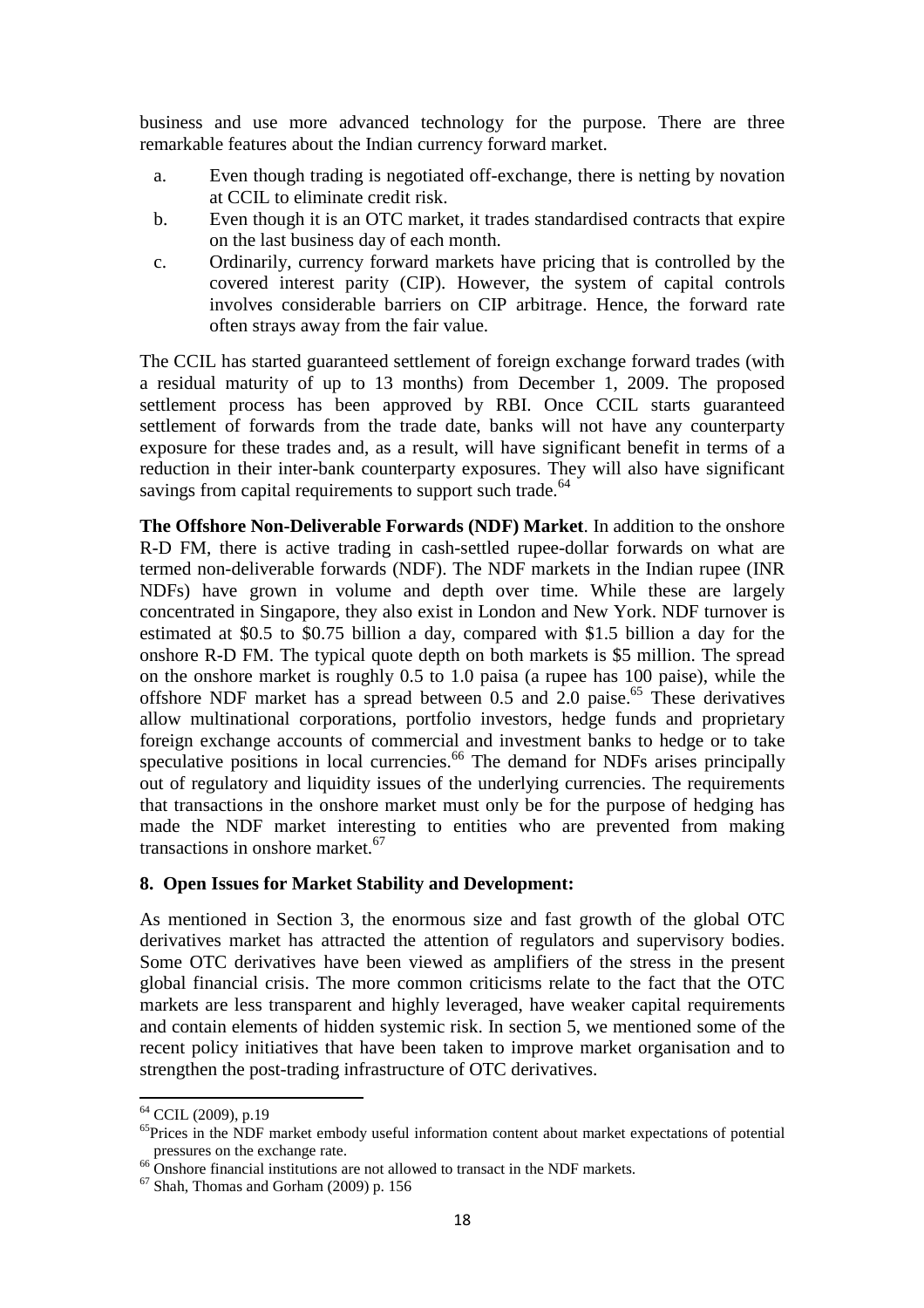business and use more advanced technology for the purpose. There are three remarkable features about the Indian currency forward market.

a. Even though trading is negotiated off-exchange, there is netting by novation at CCIL to eliminate credit risk.

b. Even though it is an OTC market, it trades standardised contracts that expire on the last business day of each month.

c. Ordinarily, currency forward markets have pricing that is controlled by the covered interest parity (CIP). However, the system of capital controls involves considerable barriers on CIP arbitrage. Hence, the forward rate often strays away from the fair value.

The CCIL has started guaranteed settlement of foreign exchange forward trades (with a residual maturity of up to 13 months) from December 1, 2009. The proposed settlement process has been approved by RBI. Once CCIL starts guaranteed settlement of forwards from the trade date, banks will not have any counterparty exposure for these trades and, as a result, will have significant benefit in terms of a reduction in their inter-bank counterparty exposures. They will also have significant savings from capital requirements to support such trade.[64]

**The Offshore Non-Deliverable Forwards (NDF) Market**. In addition to the onshore R-D FM, there is active trading in cash-settled rupee-dollar forwards on what are termed non-deliverable forwards (NDF). The NDF markets in the Indian rupee (INR NDFs) have grown in volume and depth over time. While these are largely concentrated in Singapore, they also exist in London and New York. NDF turnover is estimated at \$0.5 to \$0.75 billion a day, compared with \$1.5 billion a day for the onshore R-D FM. The typical quote depth on both markets is \$5 million. The spread on the onshore market is roughly 0.5 to 1.0 paisa (a rupee has 100 paise), while the offshore NDF market has a spread between 0.5 and 2.0 paise.[65] These derivatives allow multinational corporations, portfolio investors, hedge funds and proprietary foreign exchange accounts of commercial and investment banks to hedge or to take speculative positions in local currencies.[66] The demand for NDFs arises principally out of regulatory and liquidity issues of the underlying currencies. The requirements that transactions in the onshore market must only be for the purpose of hedging has made the NDF market interesting to entities who are prevented from making transactions in onshore market.[67]

## 8. Open Issues for Market Stability and Development:

As mentioned in Section 3, the enormous size and fast growth of the global OTC derivatives market has attracted the attention of regulators and supervisory bodies. Some OTC derivatives have been viewed as amplifiers of the stress in the present global financial crisis. The more common criticisms relate to the fact that the OTC markets are less transparent and highly leveraged, have weaker capital requirements and contain elements of hidden systemic risk. In section 5, we mentioned some of the recent policy initiatives that have been taken to improve market organisation and to strengthen the post-trading infrastructure of OTC derivatives.

---

[64] CCIL (2009), p.19

[65] Prices in the NDF market embody useful information content about market expectations of potential pressures on the exchange rate.

[66] Onshore financial institutions are not allowed to transact in the NDF markets.

[67] Shah, Thomas and Gorham (2009) p. 156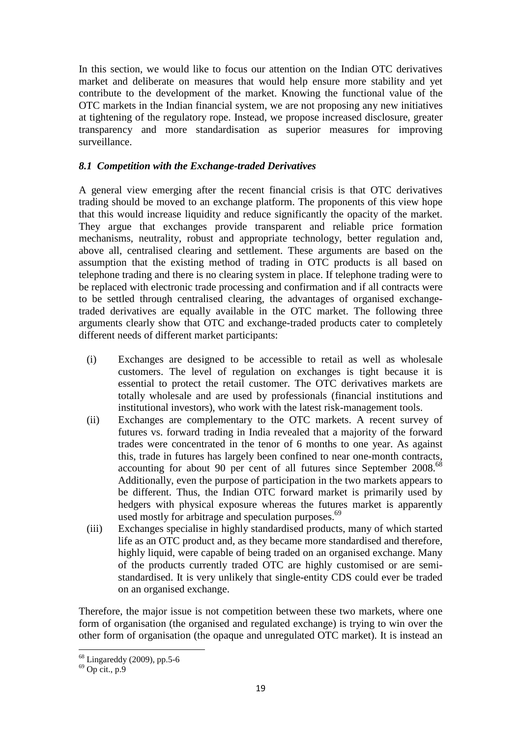In this section, we would like to focus our attention on the Indian OTC derivatives market and deliberate on measures that would help ensure more stability and yet contribute to the development of the market. Knowing the functional value of the OTC markets in the Indian financial system, we are not proposing any new initiatives at tightening of the regulatory rope. Instead, we propose increased disclosure, greater transparency and more standardisation as superior measures for improving surveillance.

### *8.1 Competition with the Exchange-traded Derivatives*

A general view emerging after the recent financial crisis is that OTC derivatives trading should be moved to an exchange platform. The proponents of this view hope that this would increase liquidity and reduce significantly the opacity of the market. They argue that exchanges provide transparent and reliable price formation mechanisms, neutrality, robust and appropriate technology, better regulation and, above all, centralised clearing and settlement. These arguments are based on the assumption that the existing method of trading in OTC products is all based on telephone trading and there is no clearing system in place. If telephone trading were to be replaced with electronic trade processing and confirmation and if all contracts were to be settled through centralised clearing, the advantages of organised exchange-traded derivatives are equally available in the OTC market. The following three arguments clearly show that OTC and exchange-traded products cater to completely different needs of different market participants:

(i) Exchanges are designed to be accessible to retail as well as wholesale customers. The level of regulation on exchanges is tight because it is essential to protect the retail customer. The OTC derivatives markets are totally wholesale and are used by professionals (financial institutions and institutional investors), who work with the latest risk-management tools.

(ii) Exchanges are complementary to the OTC markets. A recent survey of futures vs. forward trading in India revealed that a majority of the forward trades were concentrated in the tenor of 6 months to one year. As against this, trade in futures has largely been confined to near one-month contracts, accounting for about 90 per cent of all futures since September 2008.[68] Additionally, even the purpose of participation in the two markets appears to be different. Thus, the Indian OTC forward market is primarily used by hedgers with physical exposure whereas the futures market is apparently used mostly for arbitrage and speculation purposes.[69]

(iii) Exchanges specialise in highly standardised products, many of which started life as an OTC product and, as they became more standardised and therefore, highly liquid, were capable of being traded on an organised exchange. Many of the products currently traded OTC are highly customised or are semi-standardised. It is very unlikely that single-entity CDS could ever be traded on an organised exchange.

Therefore, the major issue is not competition between these two markets, where one form of organisation (the organised and regulated exchange) is trying to win over the other form of organisation (the opaque and unregulated OTC market). It is instead an

[68] Lingareddy (2009), pp.5-6

[69] Op cit., p.9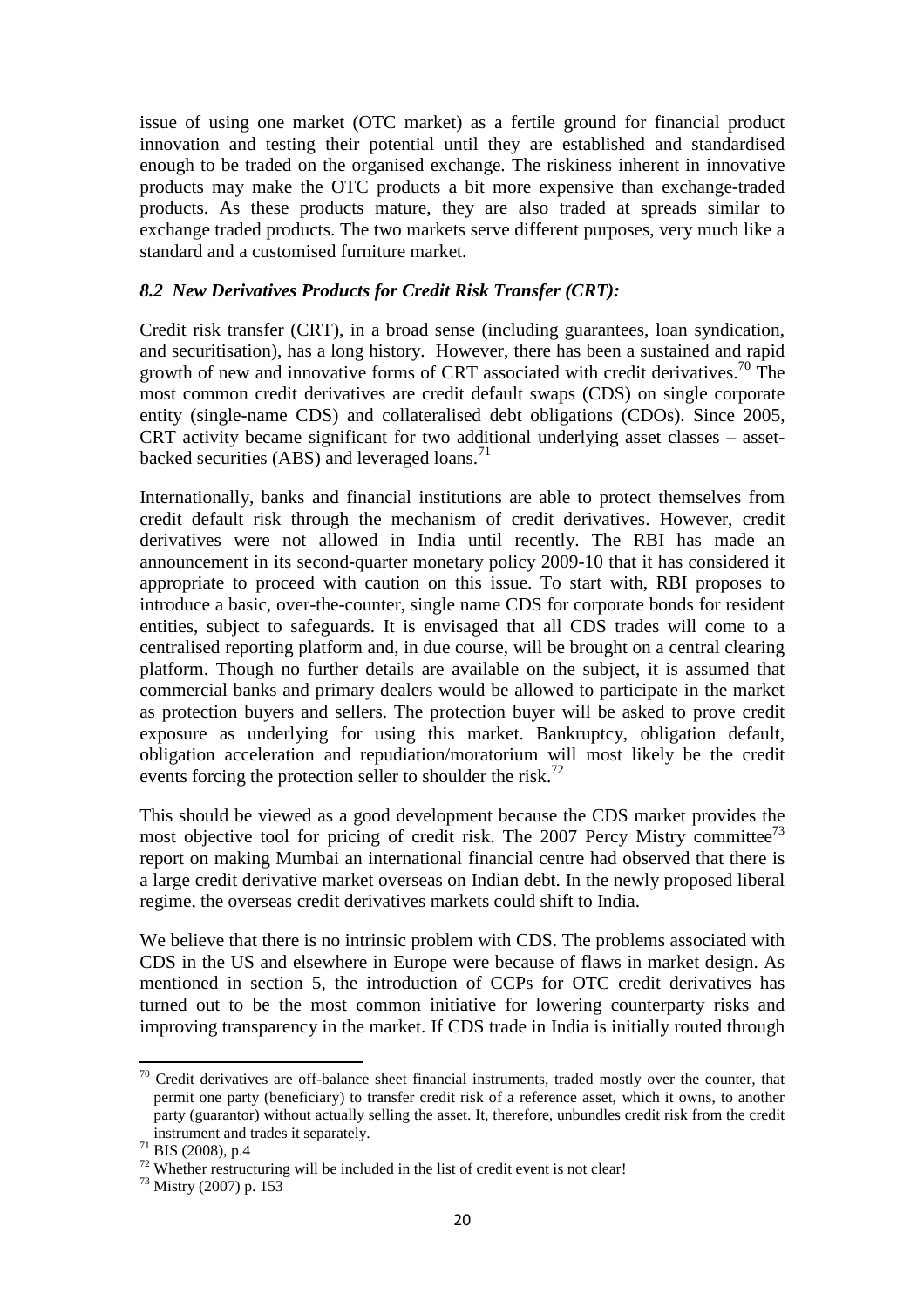issue of using one market (OTC market) as a fertile ground for financial product innovation and testing their potential until they are established and standardised enough to be traded on the organised exchange. The riskiness inherent in innovative products may make the OTC products a bit more expensive than exchange-traded products. As these products mature, they are also traded at spreads similar to exchange traded products. The two markets serve different purposes, very much like a standard and a customised furniture market.

### *8.2 New Derivatives Products for Credit Risk Transfer (CRT):*

Credit risk transfer (CRT), in a broad sense (including guarantees, loan syndication, and securitisation), has a long history. However, there has been a sustained and rapid growth of new and innovative forms of CRT associated with credit derivatives.[70] The most common credit derivatives are credit default swaps (CDS) on single corporate entity (single-name CDS) and collateralised debt obligations (CDOs). Since 2005, CRT activity became significant for two additional underlying asset classes – asset-backed securities (ABS) and leveraged loans.[71]

Internationally, banks and financial institutions are able to protect themselves from credit default risk through the mechanism of credit derivatives. However, credit derivatives were not allowed in India until recently. The RBI has made an announcement in its second-quarter monetary policy 2009-10 that it has considered it appropriate to proceed with caution on this issue. To start with, RBI proposes to introduce a basic, over-the-counter, single name CDS for corporate bonds for resident entities, subject to safeguards. It is envisaged that all CDS trades will come to a centralised reporting platform and, in due course, will be brought on a central clearing platform. Though no further details are available on the subject, it is assumed that commercial banks and primary dealers would be allowed to participate in the market as protection buyers and sellers. The protection buyer will be asked to prove credit exposure as underlying for using this market. Bankruptcy, obligation default, obligation acceleration and repudiation/moratorium will most likely be the credit events forcing the protection seller to shoulder the risk.[72]

This should be viewed as a good development because the CDS market provides the most objective tool for pricing of credit risk. The 2007 Percy Mistry committee[73] report on making Mumbai an international financial centre had observed that there is a large credit derivative market overseas on Indian debt. In the newly proposed liberal regime, the overseas credit derivatives markets could shift to India.

We believe that there is no intrinsic problem with CDS. The problems associated with CDS in the US and elsewhere in Europe were because of flaws in market design. As mentioned in section 5, the introduction of CCPs for OTC credit derivatives has turned out to be the most common initiative for lowering counterparty risks and improving transparency in the market. If CDS trade in India is initially routed through

---

[70] Credit derivatives are off-balance sheet financial instruments, traded mostly over the counter, that permit one party (beneficiary) to transfer credit risk of a reference asset, which it owns, to another party (guarantor) without actually selling the asset. It, therefore, unbundles credit risk from the credit instrument and trades it separately.

[71] BIS (2008), p.4

[72] Whether restructuring will be included in the list of credit event is not clear!

[73] Mistry (2007) p. 153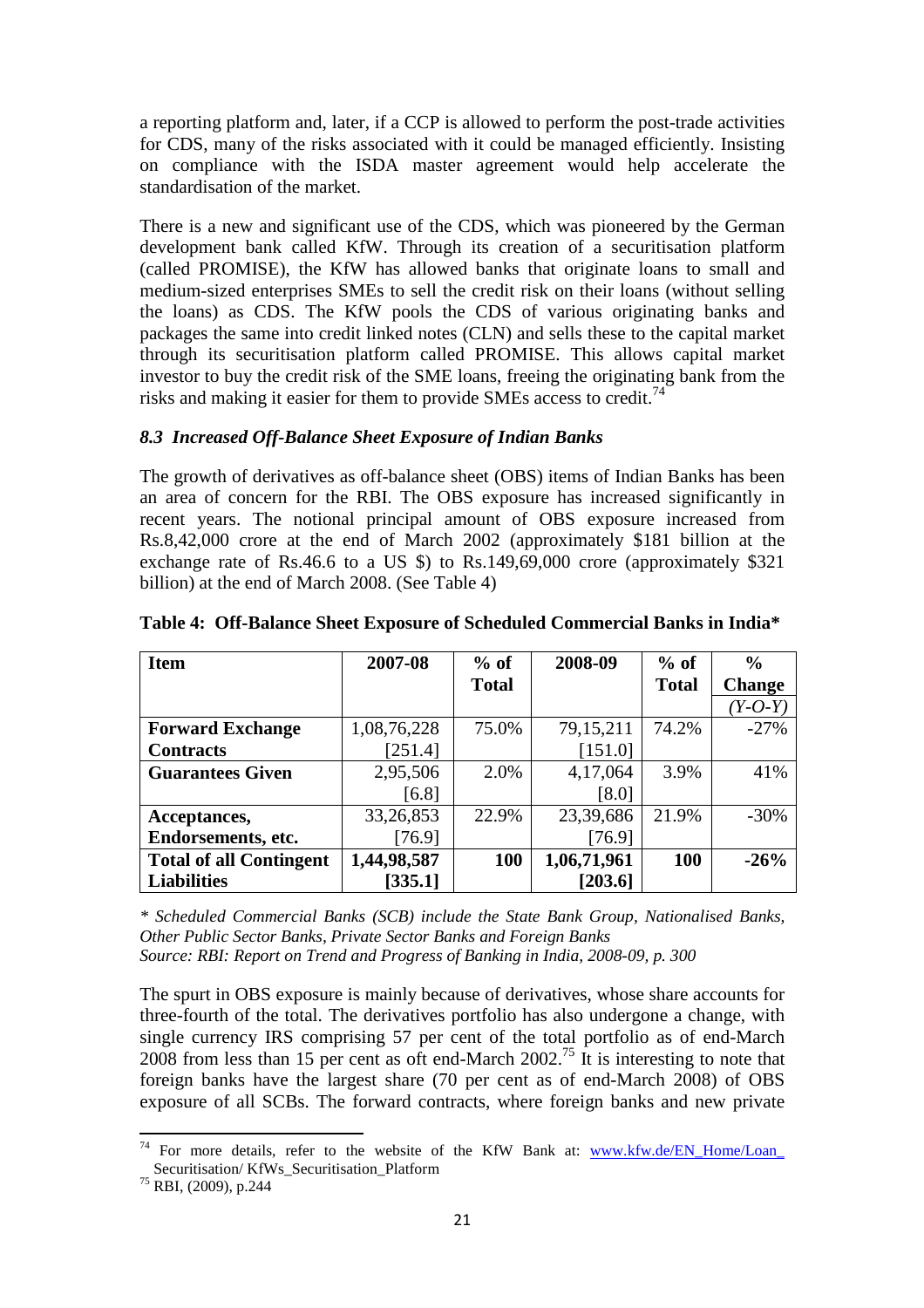a reporting platform and, later, if a CCP is allowed to perform the post-trade activities for CDS, many of the risks associated with it could be managed efficiently. Insisting on compliance with the ISDA master agreement would help accelerate the standardisation of the market.

There is a new and significant use of the CDS, which was pioneered by the German development bank called KfW. Through its creation of a securitisation platform (called PROMISE), the KfW has allowed banks that originate loans to small and medium-sized enterprises SMEs to sell the credit risk on their loans (without selling the loans) as CDS. The KfW pools the CDS of various originating banks and packages the same into credit linked notes (CLN) and sells these to the capital market through its securitisation platform called PROMISE. This allows capital market investor to buy the credit risk of the SME loans, freeing the originating bank from the risks and making it easier for them to provide SMEs access to credit.[74]

### *8.3 Increased Off-Balance Sheet Exposure of Indian Banks*

The growth of derivatives as off-balance sheet (OBS) items of Indian Banks has been an area of concern for the RBI. The OBS exposure has increased significantly in recent years. The notional principal amount of OBS exposure increased from Rs.8,42,000 crore at the end of March 2002 (approximately $181 billion at the exchange rate of Rs.46.6 to a US $) to Rs.149,69,000 crore (approximately $321 billion) at the end of March 2008. (See Table 4)

**Table 4: Off-Balance Sheet Exposure of Scheduled Commercial Banks in India***

| Item | 2007-08 | % of Total | 2008-09 | % of Total | % Change *(Y-O-Y)* |
|---|---|---|---|---|---|
| **Forward Exchange Contracts** | 1,08,76,228 [251.4] | 75.0% | 79,15,211 [151.0] | 74.2% | -27% |
| **Guarantees Given** | 2,95,506 [6.8] | 2.0% | 4,17,064 [8.0] | 3.9% | 41% |
| **Acceptances, Endorsements, etc.** | 33,26,853 [76.9] | 22.9% | 23,39,686 [76.9] | 21.9% | -30% |
| **Total of all Contingent Liabilities** | **1,44,98,587 [335.1]** | **100** | **1,06,71,961 [203.6]** | **100** | **-26%** |

*\* Scheduled Commercial Banks (SCB) include the State Bank Group, Nationalised Banks, Other Public Sector Banks, Private Sector Banks and Foreign Banks*
*Source: RBI: Report on Trend and Progress of Banking in India, 2008-09, p. 300*

The spurt in OBS exposure is mainly because of derivatives, whose share accounts for three-fourth of the total. The derivatives portfolio has also undergone a change, with single currency IRS comprising 57 per cent of the total portfolio as of end-March 2008 from less than 15 per cent as oft end-March 2002.[75] It is interesting to note that foreign banks have the largest share (70 per cent as of end-March 2008) of OBS exposure of all SCBs. The forward contracts, where foreign banks and new private

---

[74] For more details, refer to the website of the KfW Bank at: www.kfw.de/EN_Home/Loan_ Securitisation/ KfWs_Securitisation_Platform

[75] RBI, (2009), p.244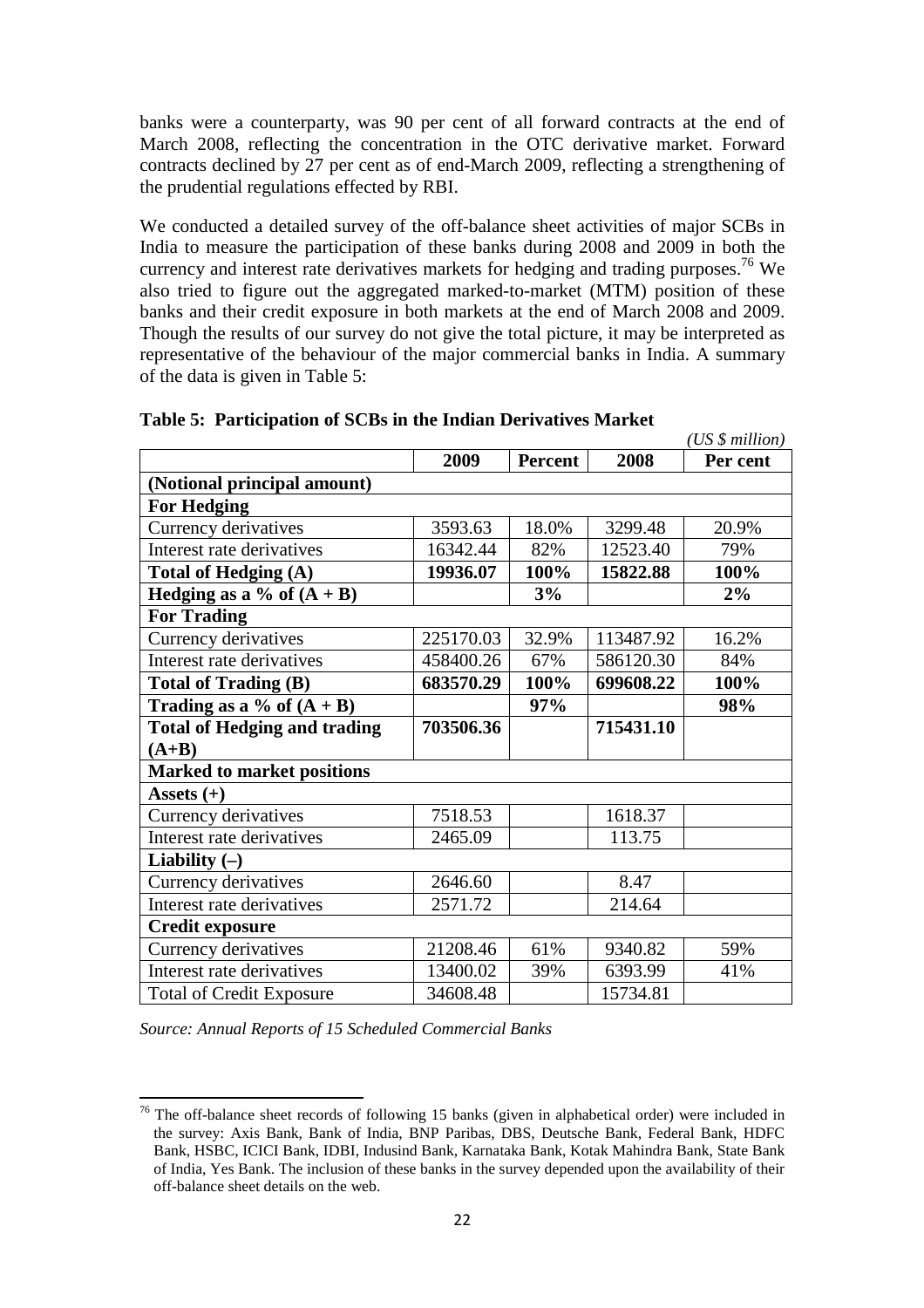banks were a counterparty, was 90 per cent of all forward contracts at the end of March 2008, reflecting the concentration in the OTC derivative market. Forward contracts declined by 27 per cent as of end-March 2009, reflecting a strengthening of the prudential regulations effected by RBI.

We conducted a detailed survey of the off-balance sheet activities of major SCBs in India to measure the participation of these banks during 2008 and 2009 in both the currency and interest rate derivatives markets for hedging and trading purposes.[76] We also tried to figure out the aggregated marked-to-market (MTM) position of these banks and their credit exposure in both markets at the end of March 2008 and 2009. Though the results of our survey do not give the total picture, it may be interpreted as representative of the behaviour of the major commercial banks in India. A summary of the data is given in Table 5:

**Table 5: Participation of SCBs in the Indian Derivatives Market**

*(US $ million)*

| | 2009 | Percent | 2008 | Per cent |
|---|---|---|---|---|
| **(Notional principal amount)** | | | | |
| **For Hedging** | | | | |
| Currency derivatives | 3593.63 | 18.0% | 3299.48 | 20.9% |
| Interest rate derivatives | 16342.44 | 82% | 12523.40 | 79% |
| **Total of Hedging (A)** | **19936.07** | **100%** | **15822.88** | **100%** |
| **Hedging as a % of (A + B)** | | **3%** | | **2%** |
| **For Trading** | | | | |
| Currency derivatives | 225170.03 | 32.9% | 113487.92 | 16.2% |
| Interest rate derivatives | 458400.26 | 67% | 586120.30 | 84% |
| **Total of Trading (B)** | **683570.29** | **100%** | **699608.22** | **100%** |
| **Trading as a % of (A + B)** | | **97%** | | **98%** |
| **Total of Hedging and trading (A+B)** | **703506.36** | | **715431.10** | |
| **Marked to market positions** | | | | |
| **Assets (+)** | | | | |
| Currency derivatives | 7518.53 | | 1618.37 | |
| Interest rate derivatives | 2465.09 | | 113.75 | |
| **Liability (–)** | | | | |
| Currency derivatives | 2646.60 | | 8.47 | |
| Interest rate derivatives | 2571.72 | | 214.64 | |
| **Credit exposure** | | | | |
| Currency derivatives | 21208.46 | 61% | 9340.82 | 59% |
| Interest rate derivatives | 13400.02 | 39% | 6393.99 | 41% |
| Total of Credit Exposure | 34608.48 | | 15734.81 | |

*Source: Annual Reports of 15 Scheduled Commercial Banks*

[76] The off-balance sheet records of following 15 banks (given in alphabetical order) were included in the survey: Axis Bank, Bank of India, BNP Paribas, DBS, Deutsche Bank, Federal Bank, HDFC Bank, HSBC, ICICI Bank, IDBI, Indusind Bank, Karnataka Bank, Kotak Mahindra Bank, State Bank of India, Yes Bank. The inclusion of these banks in the survey depended upon the availability of their off-balance sheet details on the web.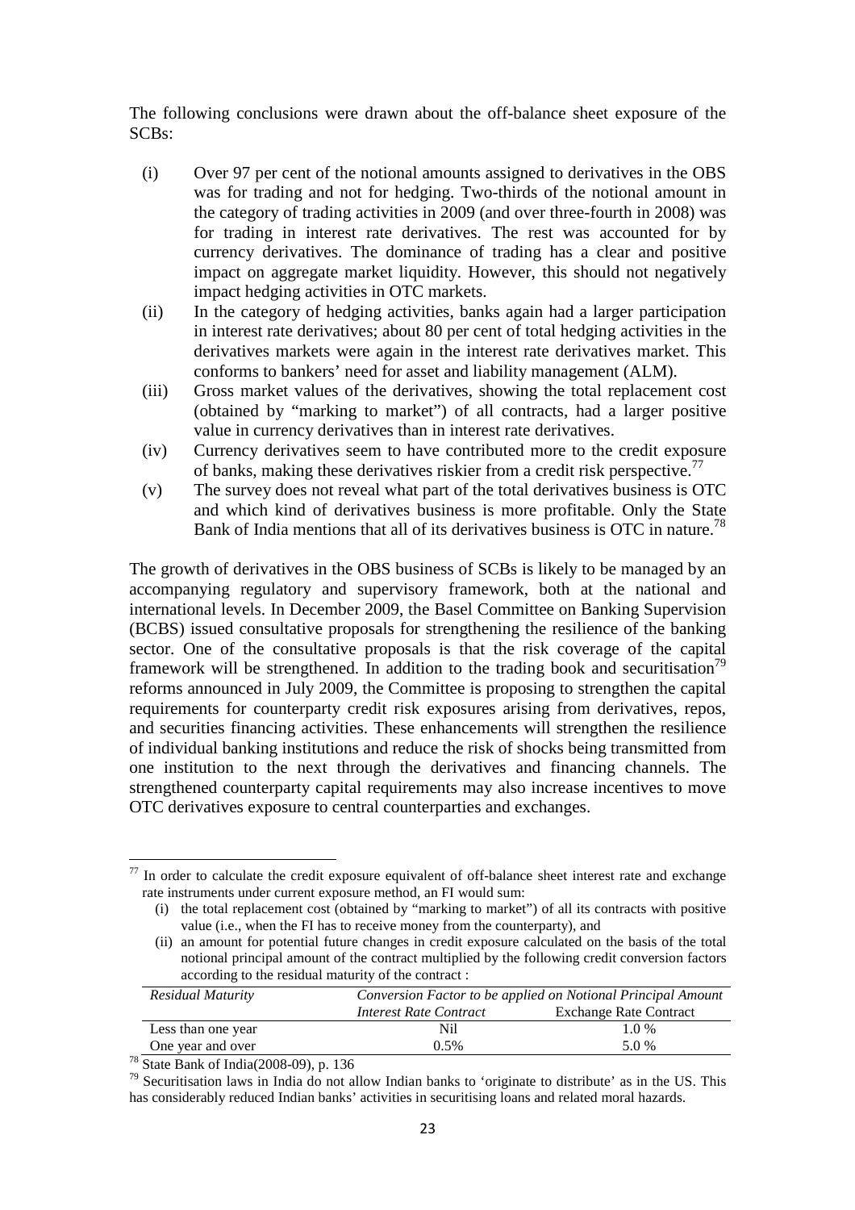The following conclusions were drawn about the off-balance sheet exposure of the SCBs:

(i) Over 97 per cent of the notional amounts assigned to derivatives in the OBS was for trading and not for hedging. Two-thirds of the notional amount in the category of trading activities in 2009 (and over three-fourth in 2008) was for trading in interest rate derivatives. The rest was accounted for by currency derivatives. The dominance of trading has a clear and positive impact on aggregate market liquidity. However, this should not negatively impact hedging activities in OTC markets.

(ii) In the category of hedging activities, banks again had a larger participation in interest rate derivatives; about 80 per cent of total hedging activities in the derivatives markets were again in the interest rate derivatives market. This conforms to bankers' need for asset and liability management (ALM).

(iii) Gross market values of the derivatives, showing the total replacement cost (obtained by "marking to market") of all contracts, had a larger positive value in currency derivatives than in interest rate derivatives.

(iv) Currency derivatives seem to have contributed more to the credit exposure of banks, making these derivatives riskier from a credit risk perspective.[77]

(v) The survey does not reveal what part of the total derivatives business is OTC and which kind of derivatives business is more profitable. Only the State Bank of India mentions that all of its derivatives business is OTC in nature.[78]

The growth of derivatives in the OBS business of SCBs is likely to be managed by an accompanying regulatory and supervisory framework, both at the national and international levels. In December 2009, the Basel Committee on Banking Supervision (BCBS) issued consultative proposals for strengthening the resilience of the banking sector. One of the consultative proposals is that the risk coverage of the capital framework will be strengthened. In addition to the trading book and securitisation[79] reforms announced in July 2009, the Committee is proposing to strengthen the capital requirements for counterparty credit risk exposures arising from derivatives, repos, and securities financing activities. These enhancements will strengthen the resilience of individual banking institutions and reduce the risk of shocks being transmitted from one institution to the next through the derivatives and financing channels. The strengthened counterparty capital requirements may also increase incentives to move OTC derivatives exposure to central counterparties and exchanges.

---

[77] In order to calculate the credit exposure equivalent of off-balance sheet interest rate and exchange rate instruments under current exposure method, an FI would sum:

(i) the total replacement cost (obtained by "marking to market") of all its contracts with positive value (i.e., when the FI has to receive money from the counterparty), and

(ii) an amount for potential future changes in credit exposure calculated on the basis of the total notional principal amount of the contract multiplied by the following credit conversion factors according to the residual maturity of the contract :

| *Residual Maturity* | *Conversion Factor to be applied on Notional Principal Amount* | |
|---|---|---|
| | *Interest Rate Contract* | Exchange Rate Contract |
| Less than one year | Nil | 1.0 % |
| One year and over | 0.5% | 5.0 % |

[78] State Bank of India(2008-09), p. 136

[79] Securitisation laws in India do not allow Indian banks to 'originate to distribute' as in the US. This has considerably reduced Indian banks' activities in securitising loans and related moral hazards.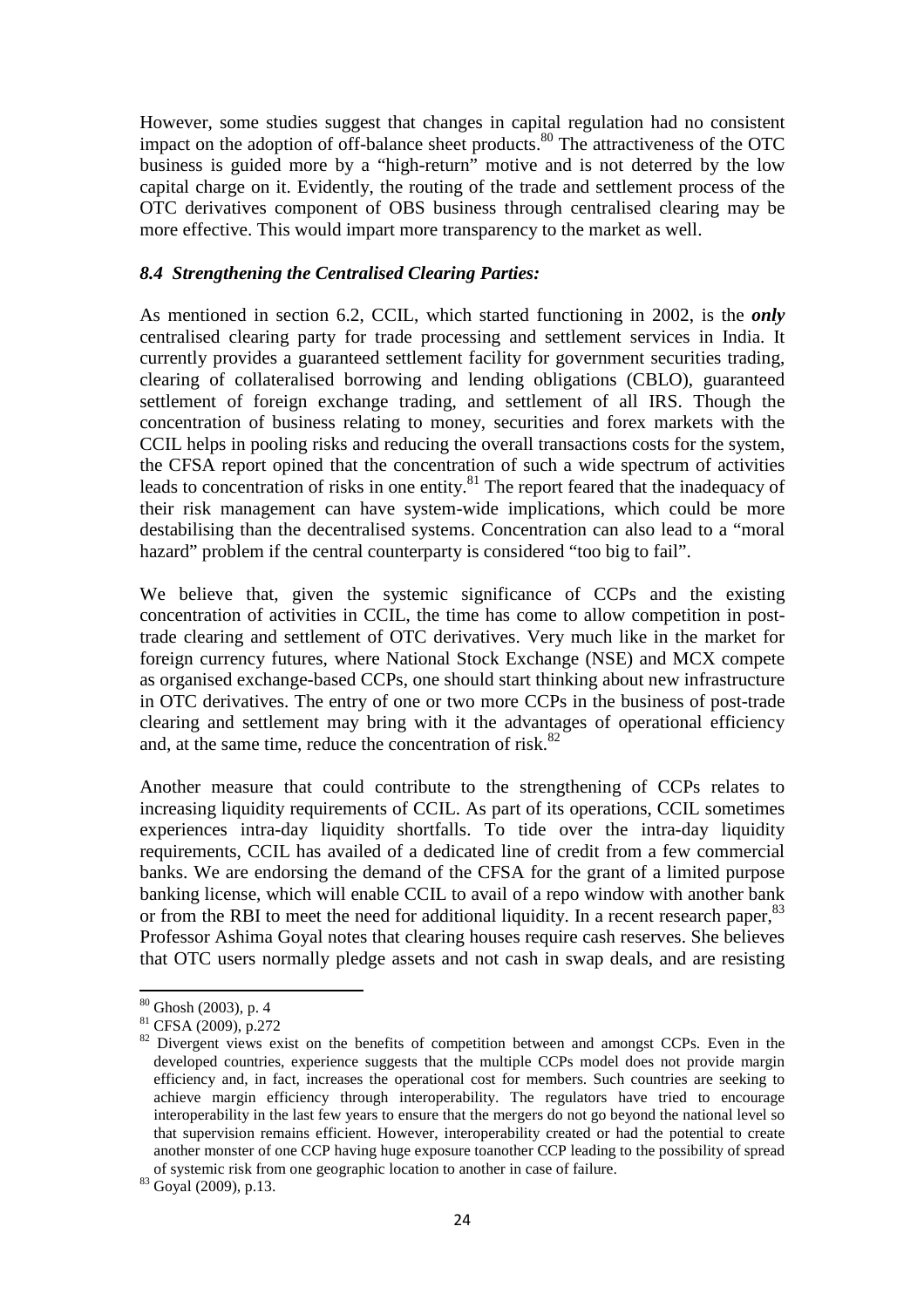However, some studies suggest that changes in capital regulation had no consistent impact on the adoption of off-balance sheet products.[80] The attractiveness of the OTC business is guided more by a "high-return" motive and is not deterred by the low capital charge on it. Evidently, the routing of the trade and settlement process of the OTC derivatives component of OBS business through centralised clearing may be more effective. This would impart more transparency to the market as well.

### *8.4 Strengthening the Centralised Clearing Parties:*

As mentioned in section 6.2, CCIL, which started functioning in 2002, is the ***only*** centralised clearing party for trade processing and settlement services in India. It currently provides a guaranteed settlement facility for government securities trading, clearing of collateralised borrowing and lending obligations (CBLO), guaranteed settlement of foreign exchange trading, and settlement of all IRS. Though the concentration of business relating to money, securities and forex markets with the CCIL helps in pooling risks and reducing the overall transactions costs for the system, the CFSA report opined that the concentration of such a wide spectrum of activities leads to concentration of risks in one entity.[81] The report feared that the inadequacy of their risk management can have system-wide implications, which could be more destabilising than the decentralised systems. Concentration can also lead to a "moral hazard" problem if the central counterparty is considered "too big to fail".

We believe that, given the systemic significance of CCPs and the existing concentration of activities in CCIL, the time has come to allow competition in post-trade clearing and settlement of OTC derivatives. Very much like in the market for foreign currency futures, where National Stock Exchange (NSE) and MCX compete as organised exchange-based CCPs, one should start thinking about new infrastructure in OTC derivatives. The entry of one or two more CCPs in the business of post-trade clearing and settlement may bring with it the advantages of operational efficiency and, at the same time, reduce the concentration of risk.[82]

Another measure that could contribute to the strengthening of CCPs relates to increasing liquidity requirements of CCIL. As part of its operations, CCIL sometimes experiences intra-day liquidity shortfalls. To tide over the intra-day liquidity requirements, CCIL has availed of a dedicated line of credit from a few commercial banks. We are endorsing the demand of the CFSA for the grant of a limited purpose banking license, which will enable CCIL to avail of a repo window with another bank or from the RBI to meet the need for additional liquidity. In a recent research paper,[83] Professor Ashima Goyal notes that clearing houses require cash reserves. She believes that OTC users normally pledge assets and not cash in swap deals, and are resisting

---

[80] Ghosh (2003), p. 4

[81] CFSA (2009), p.272

[82] Divergent views exist on the benefits of competition between and amongst CCPs. Even in the developed countries, experience suggests that the multiple CCPs model does not provide margin efficiency and, in fact, increases the operational cost for members. Such countries are seeking to achieve margin efficiency through interoperability. The regulators have tried to encourage interoperability in the last few years to ensure that the mergers do not go beyond the national level so that supervision remains efficient. However, interoperability created or had the potential to create another monster of one CCP having huge exposure toanother CCP leading to the possibility of spread of systemic risk from one geographic location to another in case of failure.

[83] Goyal (2009), p.13.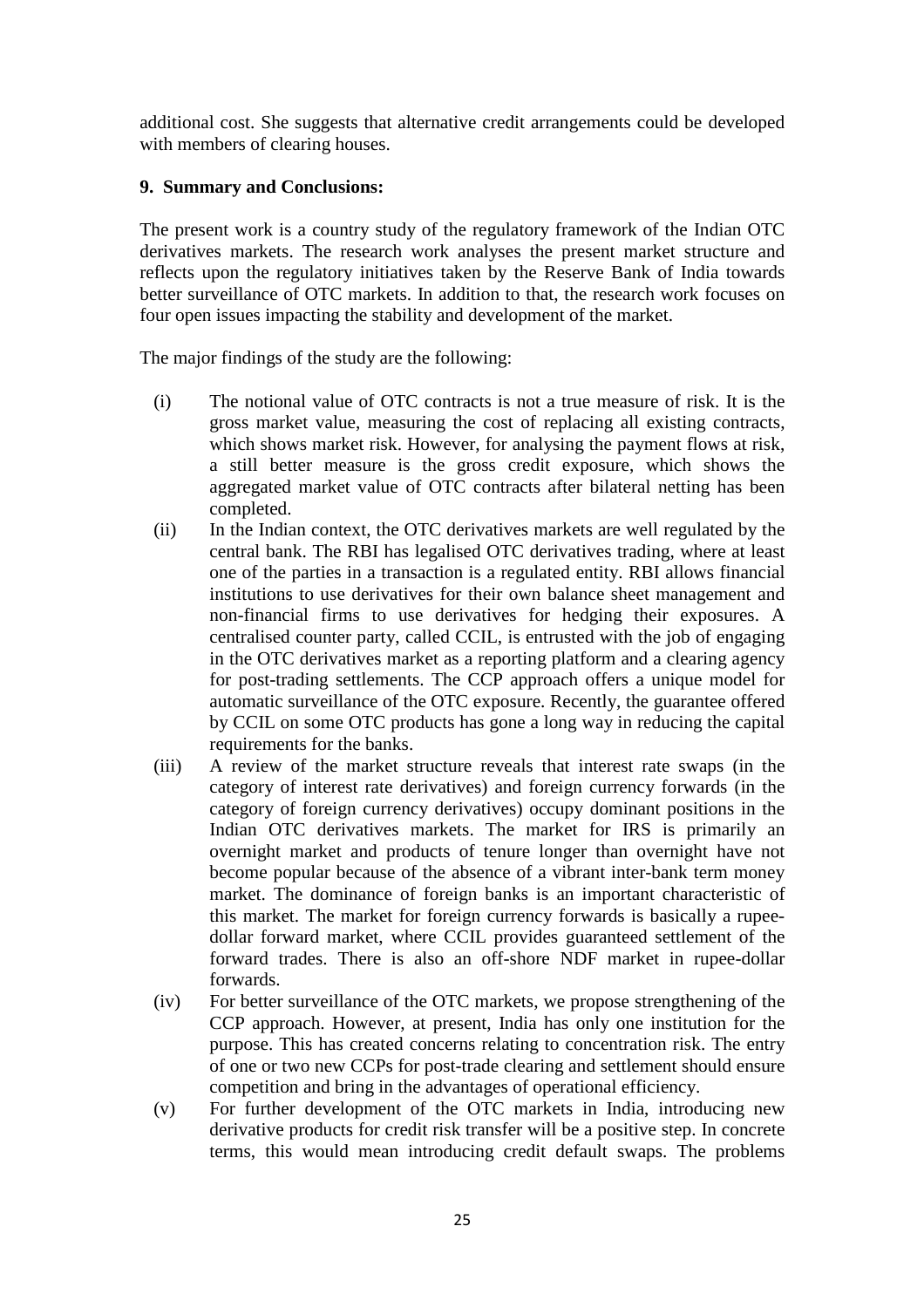additional cost. She suggests that alternative credit arrangements could be developed with members of clearing houses.

## 9. Summary and Conclusions:

The present work is a country study of the regulatory framework of the Indian OTC derivatives markets. The research work analyses the present market structure and reflects upon the regulatory initiatives taken by the Reserve Bank of India towards better surveillance of OTC markets. In addition to that, the research work focuses on four open issues impacting the stability and development of the market.

The major findings of the study are the following:

(i) The notional value of OTC contracts is not a true measure of risk. It is the gross market value, measuring the cost of replacing all existing contracts, which shows market risk. However, for analysing the payment flows at risk, a still better measure is the gross credit exposure, which shows the aggregated market value of OTC contracts after bilateral netting has been completed.

(ii) In the Indian context, the OTC derivatives markets are well regulated by the central bank. The RBI has legalised OTC derivatives trading, where at least one of the parties in a transaction is a regulated entity. RBI allows financial institutions to use derivatives for their own balance sheet management and non-financial firms to use derivatives for hedging their exposures. A centralised counter party, called CCIL, is entrusted with the job of engaging in the OTC derivatives market as a reporting platform and a clearing agency for post-trading settlements. The CCP approach offers a unique model for automatic surveillance of the OTC exposure. Recently, the guarantee offered by CCIL on some OTC products has gone a long way in reducing the capital requirements for the banks.

(iii) A review of the market structure reveals that interest rate swaps (in the category of interest rate derivatives) and foreign currency forwards (in the category of foreign currency derivatives) occupy dominant positions in the Indian OTC derivatives markets. The market for IRS is primarily an overnight market and products of tenure longer than overnight have not become popular because of the absence of a vibrant inter-bank term money market. The dominance of foreign banks is an important characteristic of this market. The market for foreign currency forwards is basically a rupee-dollar forward market, where CCIL provides guaranteed settlement of the forward trades. There is also an off-shore NDF market in rupee-dollar forwards.

(iv) For better surveillance of the OTC markets, we propose strengthening of the CCP approach. However, at present, India has only one institution for the purpose. This has created concerns relating to concentration risk. The entry of one or two new CCPs for post-trade clearing and settlement should ensure competition and bring in the advantages of operational efficiency.

(v) For further development of the OTC markets in India, introducing new derivative products for credit risk transfer will be a positive step. In concrete terms, this would mean introducing credit default swaps. The problems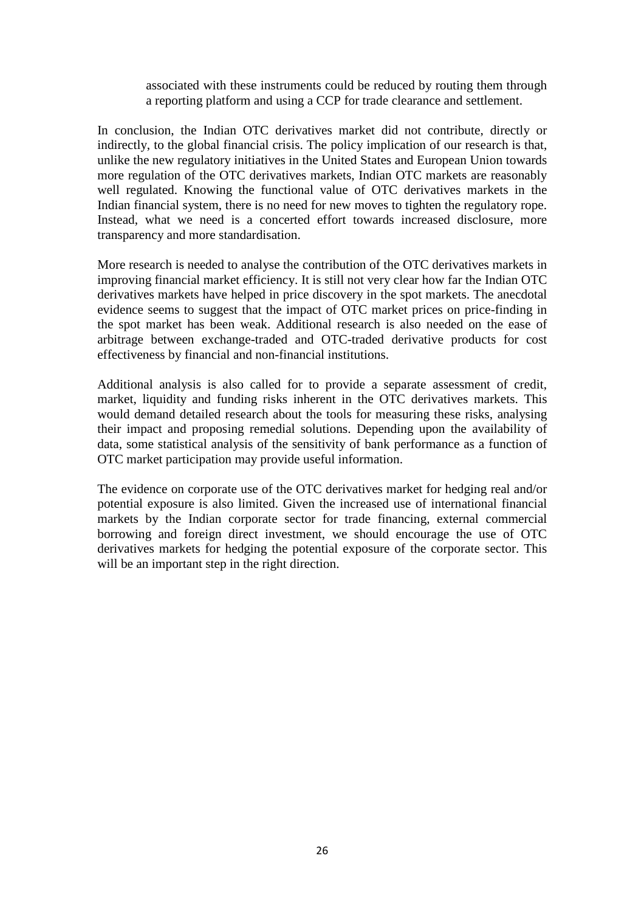associated with these instruments could be reduced by routing them through a reporting platform and using a CCP for trade clearance and settlement.

In conclusion, the Indian OTC derivatives market did not contribute, directly or indirectly, to the global financial crisis. The policy implication of our research is that, unlike the new regulatory initiatives in the United States and European Union towards more regulation of the OTC derivatives markets, Indian OTC markets are reasonably well regulated. Knowing the functional value of OTC derivatives markets in the Indian financial system, there is no need for new moves to tighten the regulatory rope. Instead, what we need is a concerted effort towards increased disclosure, more transparency and more standardisation.

More research is needed to analyse the contribution of the OTC derivatives markets in improving financial market efficiency. It is still not very clear how far the Indian OTC derivatives markets have helped in price discovery in the spot markets. The anecdotal evidence seems to suggest that the impact of OTC market prices on price-finding in the spot market has been weak. Additional research is also needed on the ease of arbitrage between exchange-traded and OTC-traded derivative products for cost effectiveness by financial and non-financial institutions.

Additional analysis is also called for to provide a separate assessment of credit, market, liquidity and funding risks inherent in the OTC derivatives markets. This would demand detailed research about the tools for measuring these risks, analysing their impact and proposing remedial solutions. Depending upon the availability of data, some statistical analysis of the sensitivity of bank performance as a function of OTC market participation may provide useful information.

The evidence on corporate use of the OTC derivatives market for hedging real and/or potential exposure is also limited. Given the increased use of international financial markets by the Indian corporate sector for trade financing, external commercial borrowing and foreign direct investment, we should encourage the use of OTC derivatives markets for hedging the potential exposure of the corporate sector. This will be an important step in the right direction.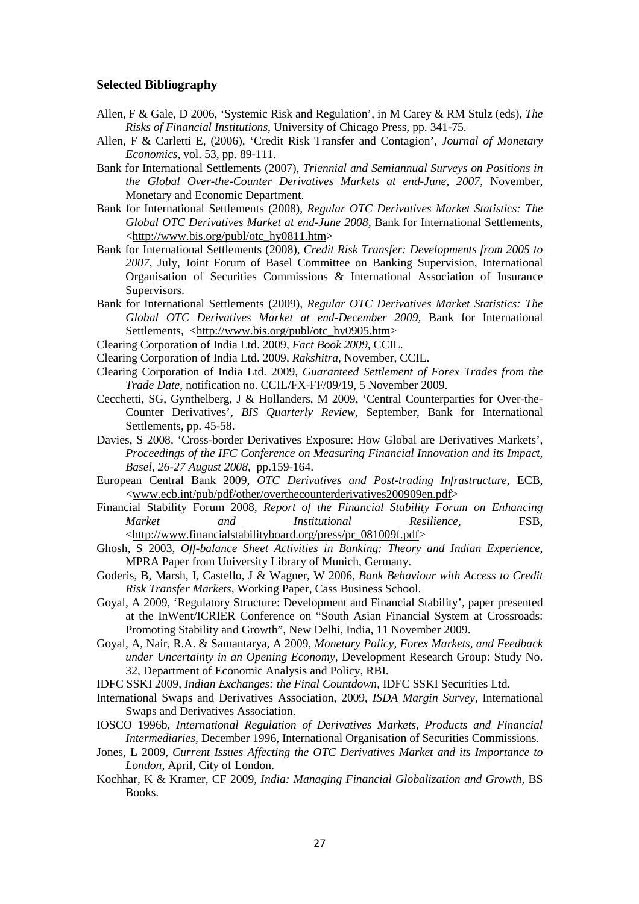### Selected Bibliography

Allen, F & Gale, D 2006, 'Systemic Risk and Regulation', in M Carey & RM Stulz (eds), *The Risks of Financial Institutions*, University of Chicago Press, pp. 341-75.

Allen, F & Carletti E, (2006), 'Credit Risk Transfer and Contagion', *Journal of Monetary Economics*, vol. 53, pp. 89-111.

Bank for International Settlements (2007), *Triennial and Semiannual Surveys on Positions in the Global Over-the-Counter Derivatives Markets at end-June, 2007*, November, Monetary and Economic Department.

Bank for International Settlements (2008), *Regular OTC Derivatives Market Statistics: The Global OTC Derivatives Market at end-June 2008*, Bank for International Settlements, <http://www.bis.org/publ/otc_hy0811.htm>

Bank for International Settlements (2008), *Credit Risk Transfer: Developments from 2005 to 2007*, July, Joint Forum of Basel Committee on Banking Supervision, International Organisation of Securities Commissions & International Association of Insurance Supervisors.

Bank for International Settlements (2009), *Regular OTC Derivatives Market Statistics: The Global OTC Derivatives Market at end-December 2009*, Bank for International Settlements, <http://www.bis.org/publ/otc_hy0905.htm>

Clearing Corporation of India Ltd. 2009, *Fact Book 2009*, CCIL.

Clearing Corporation of India Ltd. 2009, *Rakshitra*, November, CCIL.

Clearing Corporation of India Ltd. 2009, *Guaranteed Settlement of Forex Trades from the Trade Date*, notification no. CCIL/FX-FF/09/19, 5 November 2009.

Cecchetti, SG, Gynthelberg, J & Hollanders, M 2009, 'Central Counterparties for Over-the-Counter Derivatives', *BIS Quarterly Review*, September, Bank for International Settlements, pp. 45-58.

Davies, S 2008, 'Cross-border Derivatives Exposure: How Global are Derivatives Markets', *Proceedings of the IFC Conference on Measuring Financial Innovation and its Impact, Basel, 26-27 August 2008*, pp.159-164.

European Central Bank 2009, *OTC Derivatives and Post-trading Infrastructure*, ECB, <www.ecb.int/pub/pdf/other/overthecounterderivatives200909en.pdf>

Financial Stability Forum 2008, *Report of the Financial Stability Forum on Enhancing Market and Institutional Resilience*, FSB, <http://www.financialstabilityboard.org/press/pr_081009f.pdf>

Ghosh, S 2003, *Off-balance Sheet Activities in Banking: Theory and Indian Experience*, MPRA Paper from University Library of Munich, Germany.

Goderis, B, Marsh, I, Castello, J & Wagner, W 2006, *Bank Behaviour with Access to Credit Risk Transfer Markets*, Working Paper, Cass Business School.

Goyal, A 2009, 'Regulatory Structure: Development and Financial Stability', paper presented at the InWent/ICRIER Conference on "South Asian Financial System at Crossroads: Promoting Stability and Growth", New Delhi, India, 11 November 2009.

Goyal, A, Nair, R.A. & Samantarya, A 2009, *Monetary Policy, Forex Markets, and Feedback under Uncertainty in an Opening Economy*, Development Research Group: Study No. 32, Department of Economic Analysis and Policy, RBI.

IDFC SSKI 2009, *Indian Exchanges: the Final Countdown*, IDFC SSKI Securities Ltd.

International Swaps and Derivatives Association, 2009, *ISDA Margin Survey*, International Swaps and Derivatives Association.

IOSCO 1996b, *International Regulation of Derivatives Markets, Products and Financial Intermediaries*, December 1996, International Organisation of Securities Commissions.

Jones, L 2009, *Current Issues Affecting the OTC Derivatives Market and its Importance to London*, April, City of London.

Kochhar, K & Kramer, CF 2009, *India: Managing Financial Globalization and Growth*, BS Books.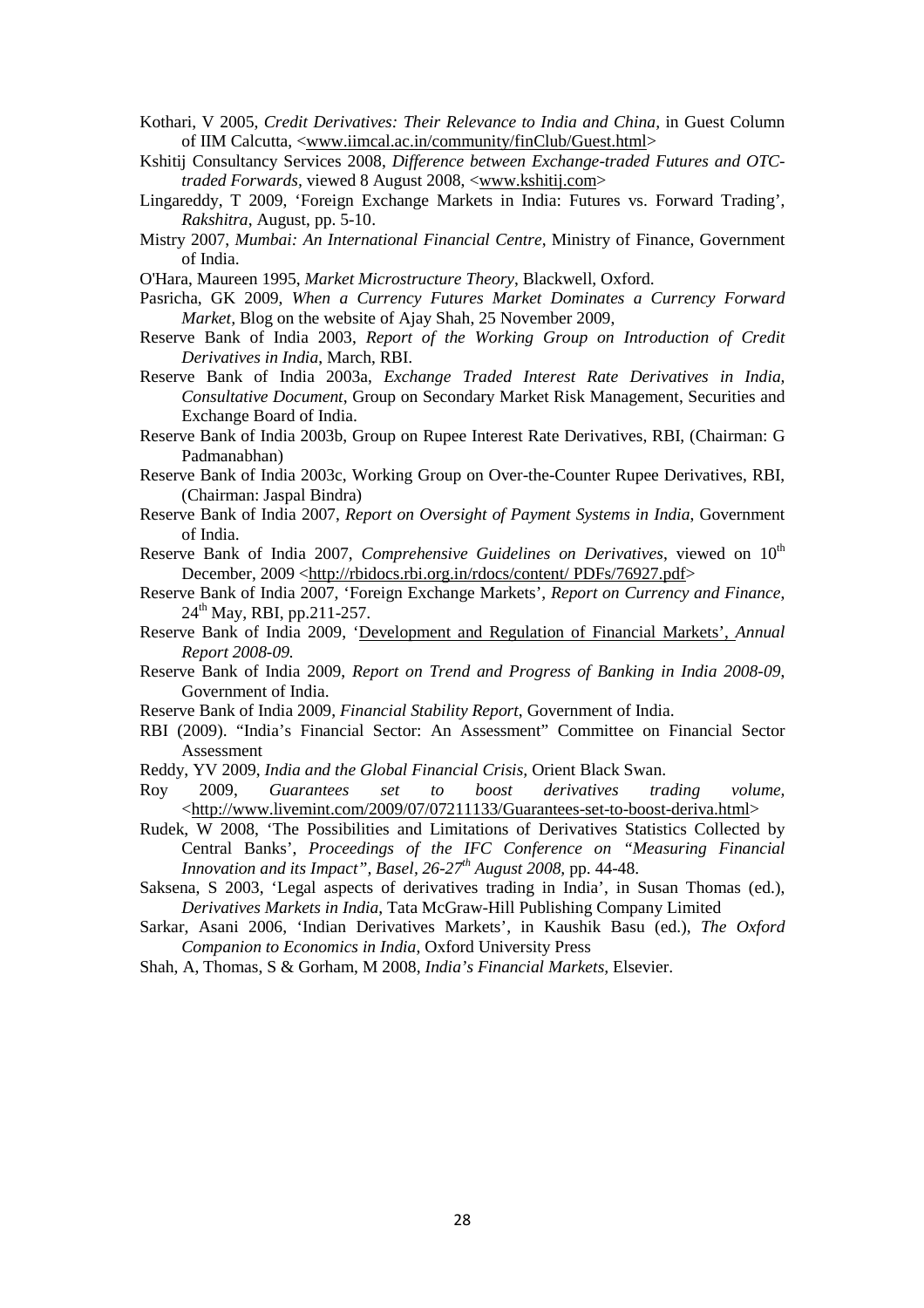Kothari, V 2005, *Credit Derivatives: Their Relevance to India and China*, in Guest Column of IIM Calcutta, <www.iimcal.ac.in/community/finClub/Guest.html>

Kshitij Consultancy Services 2008, *Difference between Exchange-traded Futures and OTC-traded Forwards*, viewed 8 August 2008, <www.kshitij.com>

Lingareddy, T 2009, 'Foreign Exchange Markets in India: Futures vs. Forward Trading', *Rakshitra*, August, pp. 5-10.

Mistry 2007, *Mumbai: An International Financial Centre*, Ministry of Finance, Government of India.

O'Hara, Maureen 1995, *Market Microstructure Theory*, Blackwell, Oxford.

Pasricha, GK 2009, *When a Currency Futures Market Dominates a Currency Forward Market,* Blog on the website of Ajay Shah, 25 November 2009,

Reserve Bank of India 2003, *Report of the Working Group on Introduction of Credit Derivatives in India*, March, RBI.

Reserve Bank of India 2003a, *Exchange Traded Interest Rate Derivatives in India, Consultative Document*, Group on Secondary Market Risk Management, Securities and Exchange Board of India.

Reserve Bank of India 2003b, Group on Rupee Interest Rate Derivatives, RBI, (Chairman: G Padmanabhan)

Reserve Bank of India 2003c, Working Group on Over-the-Counter Rupee Derivatives, RBI, (Chairman: Jaspal Bindra)

Reserve Bank of India 2007, *Report on Oversight of Payment Systems in India*, Government of India.

Reserve Bank of India 2007, *Comprehensive Guidelines on Derivatives*, viewed on 10th December, 2009 <http://rbidocs.rbi.org.in/rdocs/content/ PDFs/76927.pdf>

Reserve Bank of India 2007, 'Foreign Exchange Markets', *Report on Currency and Finance*, 24th May, RBI, pp.211-257.

Reserve Bank of India 2009, 'Development and Regulation of Financial Markets', *Annual Report 2008-09.*

Reserve Bank of India 2009, *Report on Trend and Progress of Banking in India 2008-09*, Government of India.

Reserve Bank of India 2009, *Financial Stability Report*, Government of India.

RBI (2009). "India's Financial Sector: An Assessment" Committee on Financial Sector Assessment

Reddy, YV 2009, *India and the Global Financial Crisis,* Orient Black Swan.

Roy 2009, *Guarantees set to boost derivatives trading volume,* <http://www.livemint.com/2009/07/07211133/Guarantees-set-to-boost-deriva.html>

Rudek, W 2008, 'The Possibilities and Limitations of Derivatives Statistics Collected by Central Banks', *Proceedings of the IFC Conference on "Measuring Financial Innovation and its Impact", Basel, 26-27th August 2008,* pp. 44-48.

Saksena, S 2003, 'Legal aspects of derivatives trading in India', in Susan Thomas (ed.), *Derivatives Markets in India*, Tata McGraw-Hill Publishing Company Limited

Sarkar, Asani 2006, 'Indian Derivatives Markets', in Kaushik Basu (ed.), *The Oxford Companion to Economics in India*, Oxford University Press

Shah, A, Thomas, S & Gorham, M 2008, *India's Financial Markets*, Elsevier.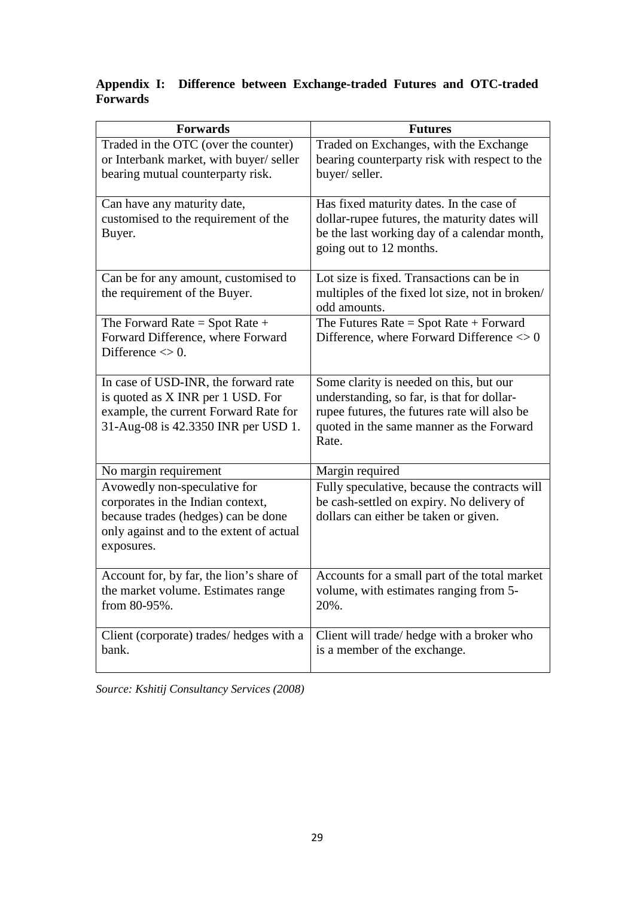**Appendix I: Difference between Exchange-traded Futures and OTC-traded Forwards**

| Forwards | Futures |
|---|---|
| Traded in the OTC (over the counter) or Interbank market, with buyer/ seller bearing mutual counterparty risk. | Traded on Exchanges, with the Exchange bearing counterparty risk with respect to the buyer/ seller. |
| Can have any maturity date, customised to the requirement of the Buyer. | Has fixed maturity dates. In the case of dollar-rupee futures, the maturity dates will be the last working day of a calendar month, going out to 12 months. |
| Can be for any amount, customised to the requirement of the Buyer. | Lot size is fixed. Transactions can be in multiples of the fixed lot size, not in broken/ odd amounts. |
| The Forward Rate = Spot Rate + Forward Difference, where Forward Difference <> 0. | The Futures Rate = Spot Rate + Forward Difference, where Forward Difference <> 0 |
| In case of USD-INR, the forward rate is quoted as X INR per 1 USD. For example, the current Forward Rate for 31-Aug-08 is 42.3350 INR per USD 1. | Some clarity is needed on this, but our understanding, so far, is that for dollar-rupee futures, the futures rate will also be quoted in the same manner as the Forward Rate. |
| No margin requirement | Margin required |
| Avowedly non-speculative for corporates in the Indian context, because trades (hedges) can be done only against and to the extent of actual exposures. | Fully speculative, because the contracts will be cash-settled on expiry. No delivery of dollars can either be taken or given. |
| Account for, by far, the lion's share of the market volume. Estimates range from 80-95%. | Accounts for a small part of the total market volume, with estimates ranging from 5-20%. |
| Client (corporate) trades/ hedges with a bank. | Client will trade/ hedge with a broker who is a member of the exchange. |

*Source: Kshitij Consultancy Services (2008)*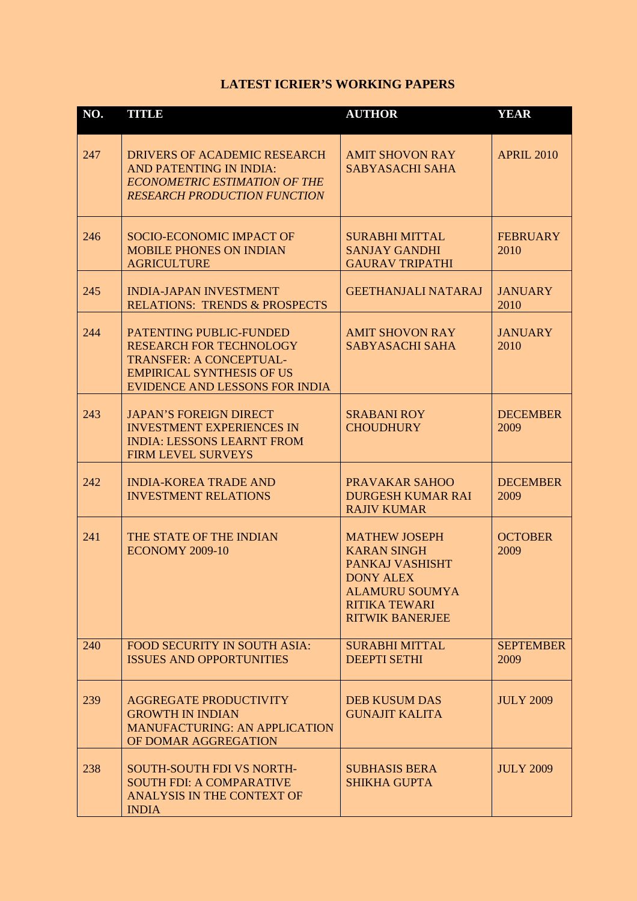## LATEST ICRIER'S WORKING PAPERS

| NO. | TITLE | AUTHOR | YEAR |
|---|---|---|---|
| 247 | DRIVERS OF ACADEMIC RESEARCH AND PATENTING IN INDIA: *ECONOMETRIC ESTIMATION OF THE RESEARCH PRODUCTION FUNCTION* | AMIT SHOVON RAY<br>SABYASACHI SAHA | APRIL 2010 |
| 246 | SOCIO-ECONOMIC IMPACT OF MOBILE PHONES ON INDIAN AGRICULTURE | SURABHI MITTAL<br>SANJAY GANDHI<br>GAURAV TRIPATHI | FEBRUARY 2010 |
| 245 | INDIA-JAPAN INVESTMENT RELATIONS: TRENDS & PROSPECTS | GEETHANJALI NATARAJ | JANUARY 2010 |
| 244 | PATENTING PUBLIC-FUNDED RESEARCH FOR TECHNOLOGY TRANSFER: A CONCEPTUAL-EMPIRICAL SYNTHESIS OF US EVIDENCE AND LESSONS FOR INDIA | AMIT SHOVON RAY<br>SABYASACHI SAHA | JANUARY 2010 |
| 243 | JAPAN'S FOREIGN DIRECT INVESTMENT EXPERIENCES IN INDIA: LESSONS LEARNT FROM FIRM LEVEL SURVEYS | SRABANI ROY CHOUDHURY | DECEMBER 2009 |
| 242 | INDIA-KOREA TRADE AND INVESTMENT RELATIONS | PRAVAKAR SAHOO<br>DURGESH KUMAR RAI<br>RAJIV KUMAR | DECEMBER 2009 |
| 241 | THE STATE OF THE INDIAN ECONOMY 2009-10 | MATHEW JOSEPH<br>KARAN SINGH<br>PANKAJ VASHISHT<br>DONY ALEX<br>ALAMURU SOUMYA<br>RITIKA TEWARI<br>RITWIK BANERJEE | OCTOBER 2009 |
| 240 | FOOD SECURITY IN SOUTH ASIA: ISSUES AND OPPORTUNITIES | SURABHI MITTAL<br>DEEPTI SETHI | SEPTEMBER 2009 |
| 239 | AGGREGATE PRODUCTIVITY GROWTH IN INDIAN MANUFACTURING: AN APPLICATION OF DOMAR AGGREGATION | DEB KUSUM DAS<br>GUNAJIT KALITA | JULY 2009 |
| 238 | SOUTH-SOUTH FDI VS NORTH-SOUTH FDI: A COMPARATIVE ANALYSIS IN THE CONTEXT OF INDIA | SUBHASIS BERA<br>SHIKHA GUPTA | JULY 2009 |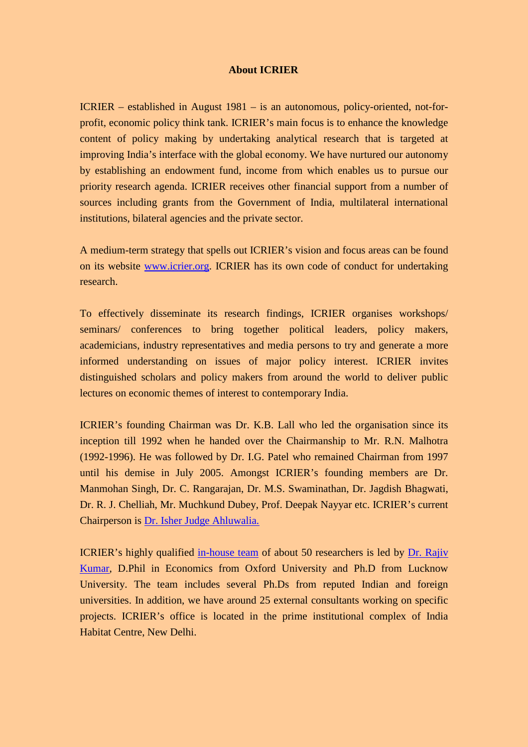## About ICRIER

ICRIER – established in August 1981 – is an autonomous, policy-oriented, not-for-profit, economic policy think tank. ICRIER's main focus is to enhance the knowledge content of policy making by undertaking analytical research that is targeted at improving India's interface with the global economy. We have nurtured our autonomy by establishing an endowment fund, income from which enables us to pursue our priority research agenda. ICRIER receives other financial support from a number of sources including grants from the Government of India, multilateral international institutions, bilateral agencies and the private sector.

A medium-term strategy that spells out ICRIER's vision and focus areas can be found on its website www.icrier.org. ICRIER has its own code of conduct for undertaking research.

To effectively disseminate its research findings, ICRIER organises workshops/ seminars/ conferences to bring together political leaders, policy makers, academicians, industry representatives and media persons to try and generate a more informed understanding on issues of major policy interest. ICRIER invites distinguished scholars and policy makers from around the world to deliver public lectures on economic themes of interest to contemporary India.

ICRIER's founding Chairman was Dr. K.B. Lall who led the organisation since its inception till 1992 when he handed over the Chairmanship to Mr. R.N. Malhotra (1992-1996). He was followed by Dr. I.G. Patel who remained Chairman from 1997 until his demise in July 2005. Amongst ICRIER's founding members are Dr. Manmohan Singh, Dr. C. Rangarajan, Dr. M.S. Swaminathan, Dr. Jagdish Bhagwati, Dr. R. J. Chelliah, Mr. Muchkund Dubey, Prof. Deepak Nayyar etc. ICRIER's current Chairperson is Dr. Isher Judge Ahluwalia.

ICRIER's highly qualified in-house team of about 50 researchers is led by Dr. Rajiv Kumar, D.Phil in Economics from Oxford University and Ph.D from Lucknow University. The team includes several Ph.Ds from reputed Indian and foreign universities. In addition, we have around 25 external consultants working on specific projects. ICRIER's office is located in the prime institutional complex of India Habitat Centre, New Delhi.